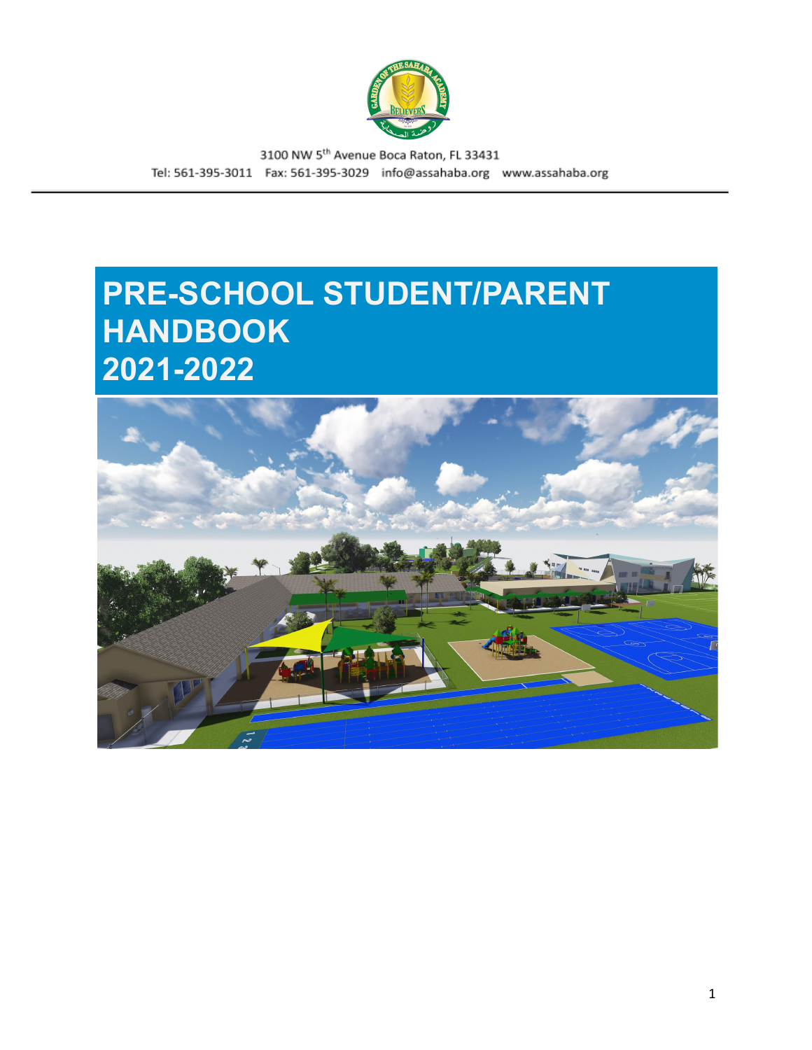3100 NW 5th Avenue Boca Raton, FL 33431

Tel: 561-395-3011 Fax: 561-395-3029 info@assahaba.org www.assahaba.org

# PRE-SCHOOL STUDENT/PARENT HANDBOOK 2021-2022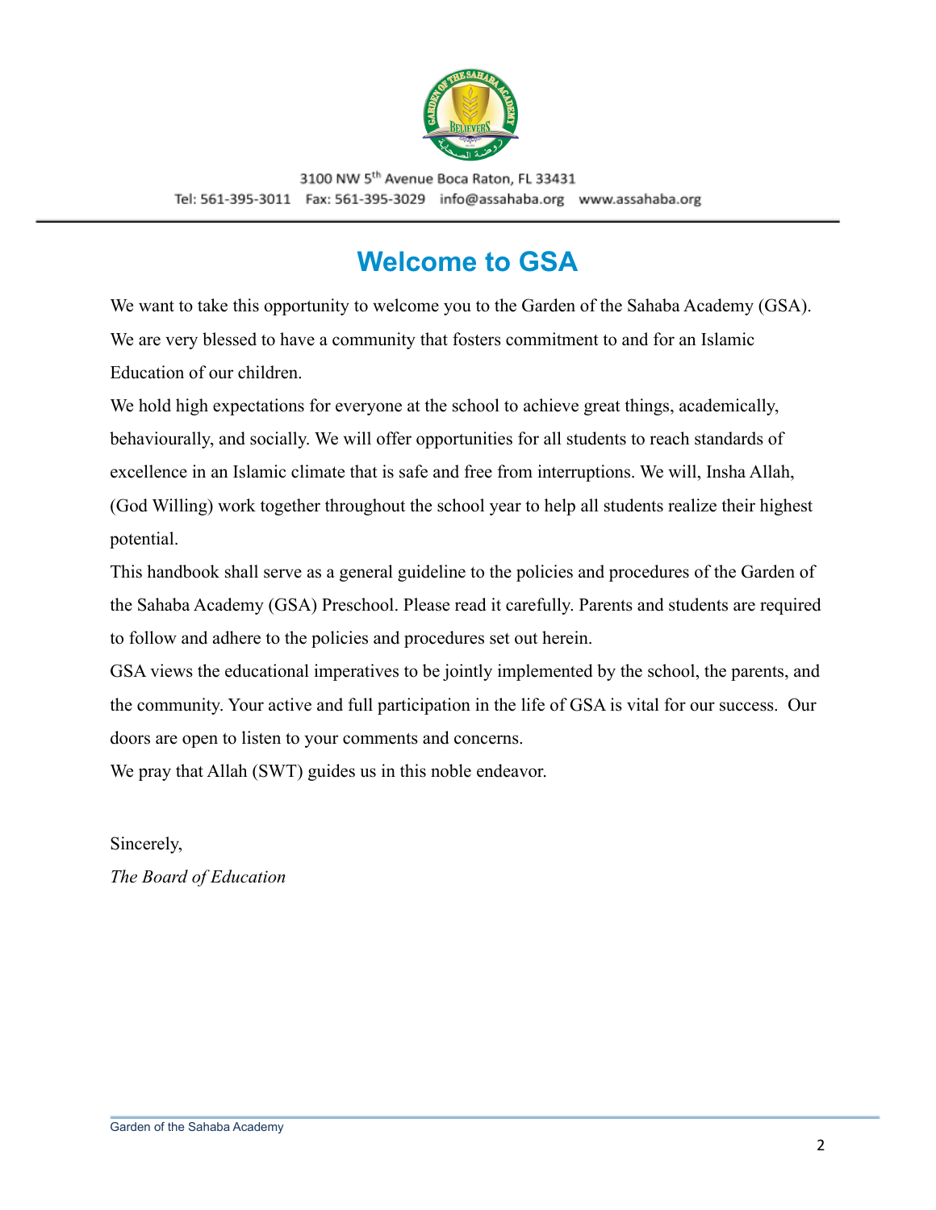3100 NW 5th Avenue Boca Raton, FL 33431

Tel: 561-395-3011 Fax: 561-395-3029 info@assahaba.org www.assahaba.org

# Welcome to GSA

We want to take this opportunity to welcome you to the Garden of the Sahaba Academy (GSA). We are very blessed to have a community that fosters commitment to and for an Islamic Education of our children.

We hold high expectations for everyone at the school to achieve great things, academically, behaviourally, and socially. We will offer opportunities for all students to reach standards of excellence in an Islamic climate that is safe and free from interruptions. We will, Insha Allah, (God Willing) work together throughout the school year to help all students realize their highest potential.

This handbook shall serve as a general guideline to the policies and procedures of the Garden of the Sahaba Academy (GSA) Preschool. Please read it carefully. Parents and students are required to follow and adhere to the policies and procedures set out herein.

GSA views the educational imperatives to be jointly implemented by the school, the parents, and the community. Your active and full participation in the life of GSA is vital for our success. Our doors are open to listen to your comments and concerns.

We pray that Allah (SWT) guides us in this noble endeavor.

Sincerely,

*The Board of Education*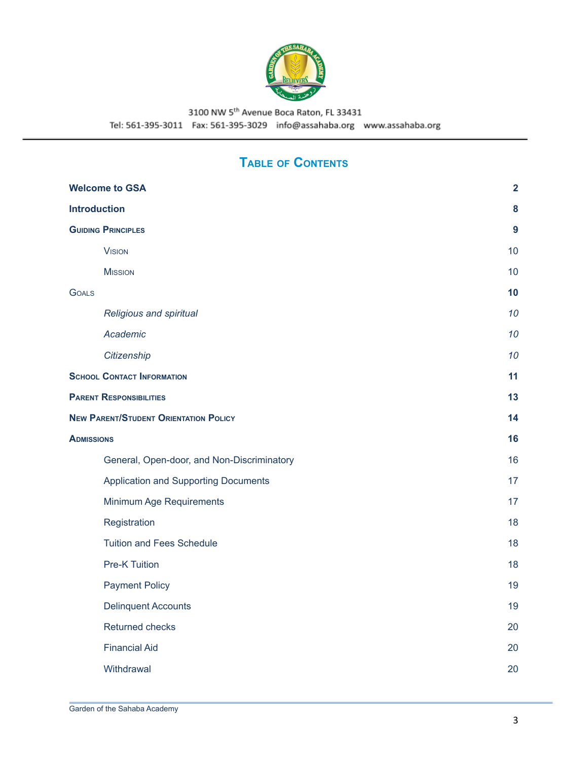3100 NW 5th Avenue Boca Raton, FL 33431

Tel: 561-395-3011 Fax: 561-395-3029 info@assahaba.org www.assahaba.org

## Table of Contents

| | |
|---|---|
| **Welcome to GSA** | **2** |
| **Introduction** | **8** |
| **Guiding Principles** | **9** |
| Vision | 10 |
| Mission | 10 |
| Goals | **10** |
| *Religious and spiritual* | *10* |
| *Academic* | *10* |
| *Citizenship* | *10* |
| **School Contact Information** | **11** |
| **Parent Responsibilities** | **13** |
| **New Parent/Student Orientation Policy** | **14** |
| **Admissions** | **16** |
| General, Open-door, and Non-Discriminatory | 16 |
| Application and Supporting Documents | 17 |
| Minimum Age Requirements | 17 |
| Registration | 18 |
| Tuition and Fees Schedule | 18 |
| Pre-K Tuition | 18 |
| Payment Policy | 19 |
| Delinquent Accounts | 19 |
| Returned checks | 20 |
| Financial Aid | 20 |
| Withdrawal | 20 |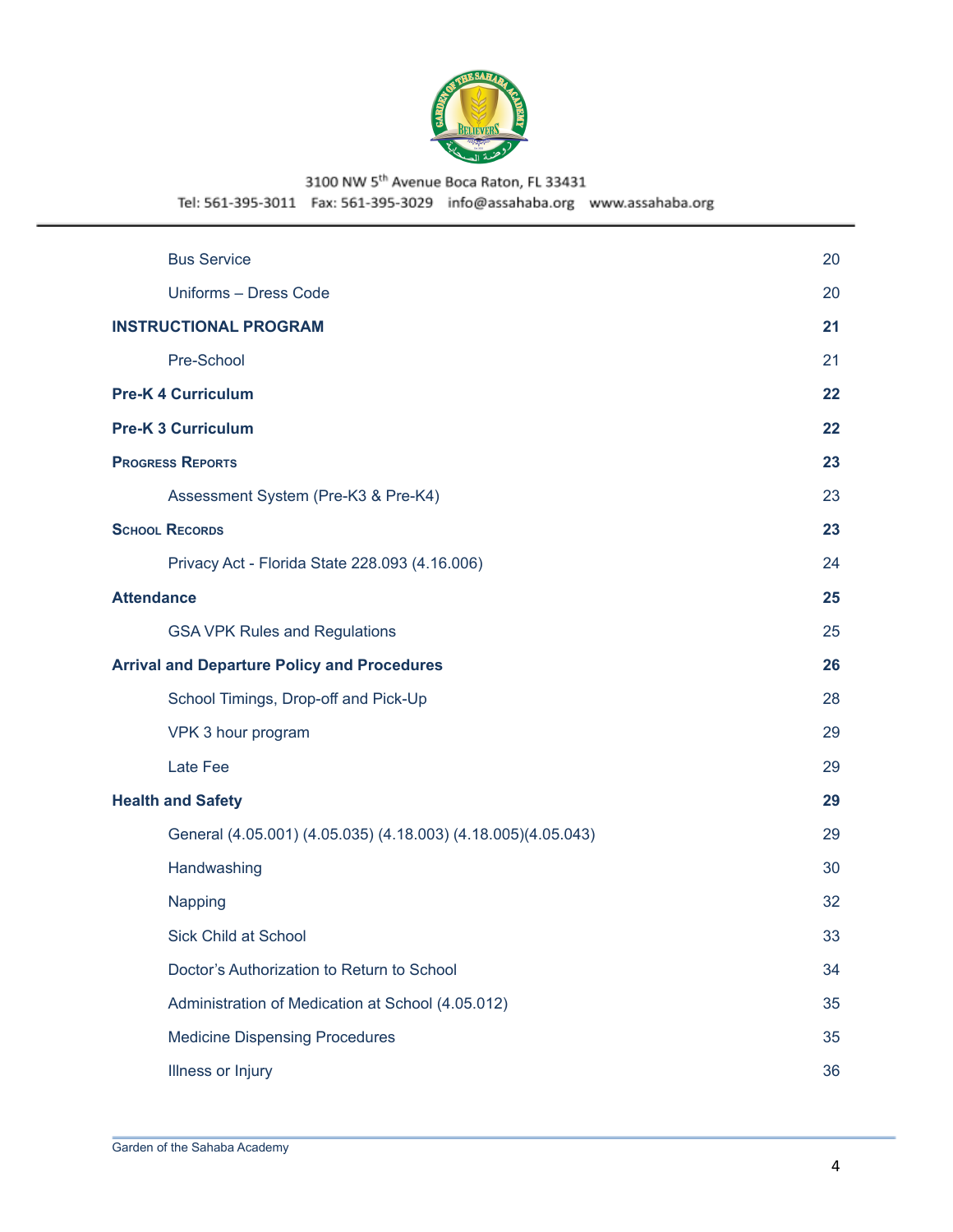| | |
|---|---|
| Bus Service | 20 |
| Uniforms – Dress Code | 20 |
| **INSTRUCTIONAL PROGRAM** | **21** |
| Pre-School | 21 |
| **Pre-K 4 Curriculum** | **22** |
| **Pre-K 3 Curriculum** | **22** |
| **Progress Reports** | **23** |
| Assessment System (Pre-K3 & Pre-K4) | 23 |
| **School Records** | **23** |
| Privacy Act - Florida State 228.093 (4.16.006) | 24 |
| **Attendance** | **25** |
| GSA VPK Rules and Regulations | 25 |
| **Arrival and Departure Policy and Procedures** | **26** |
| School Timings, Drop-off and Pick-Up | 28 |
| VPK 3 hour program | 29 |
| Late Fee | 29 |
| **Health and Safety** | **29** |
| General (4.05.001) (4.05.035) (4.18.003) (4.18.005)(4.05.043) | 29 |
| Handwashing | 30 |
| Napping | 32 |
| Sick Child at School | 33 |
| Doctor's Authorization to Return to School | 34 |
| Administration of Medication at School (4.05.012) | 35 |
| Medicine Dispensing Procedures | 35 |
| Illness or Injury | 36 |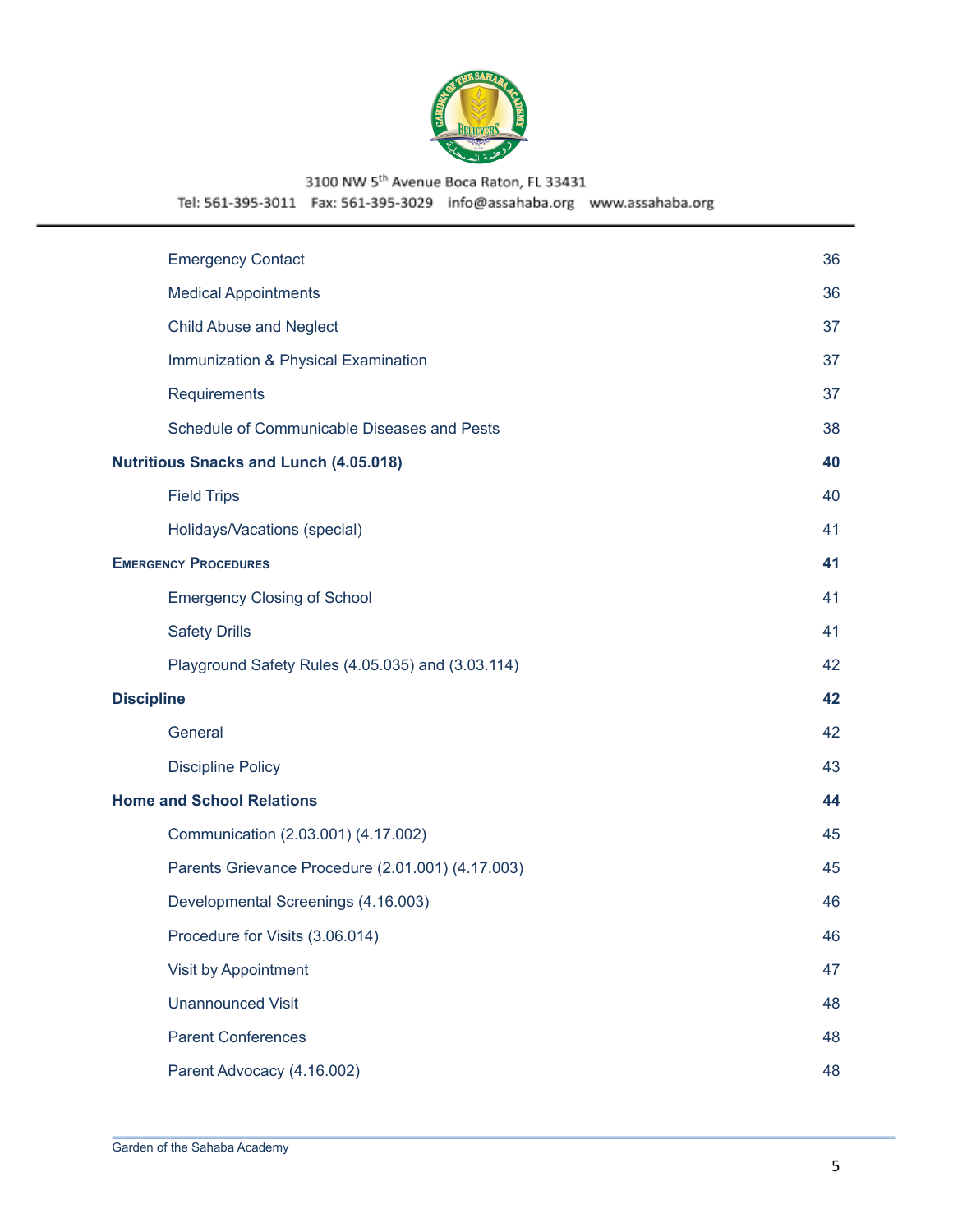| | |
|---|---|
| Emergency Contact | 36 |
| Medical Appointments | 36 |
| Child Abuse and Neglect | 37 |
| Immunization & Physical Examination | 37 |
| Requirements | 37 |
| Schedule of Communicable Diseases and Pests | 38 |
| **Nutritious Snacks and Lunch (4.05.018)** | **40** |
| Field Trips | 40 |
| Holidays/Vacations (special) | 41 |
| **Emergency Procedures** | **41** |
| Emergency Closing of School | 41 |
| Safety Drills | 41 |
| Playground Safety Rules (4.05.035) and (3.03.114) | 42 |
| **Discipline** | **42** |
| General | 42 |
| Discipline Policy | 43 |
| **Home and School Relations** | **44** |
| Communication (2.03.001) (4.17.002) | 45 |
| Parents Grievance Procedure (2.01.001) (4.17.003) | 45 |
| Developmental Screenings (4.16.003) | 46 |
| Procedure for Visits (3.06.014) | 46 |
| Visit by Appointment | 47 |
| Unannounced Visit | 48 |
| Parent Conferences | 48 |
| Parent Advocacy (4.16.002) | 48 |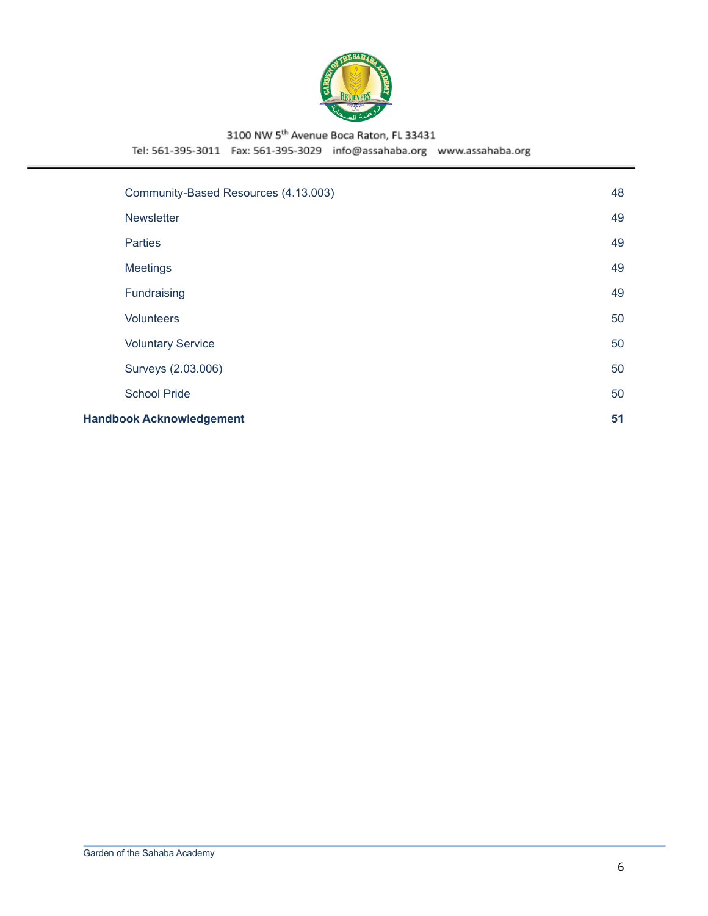| | |
|---|---|
| Community-Based Resources (4.13.003) | 48 |
| Newsletter | 49 |
| Parties | 49 |
| Meetings | 49 |
| Fundraising | 49 |
| Volunteers | 50 |
| Voluntary Service | 50 |
| Surveys (2.03.006) | 50 |
| School Pride | 50 |
| **Handbook Acknowledgement** | **51** |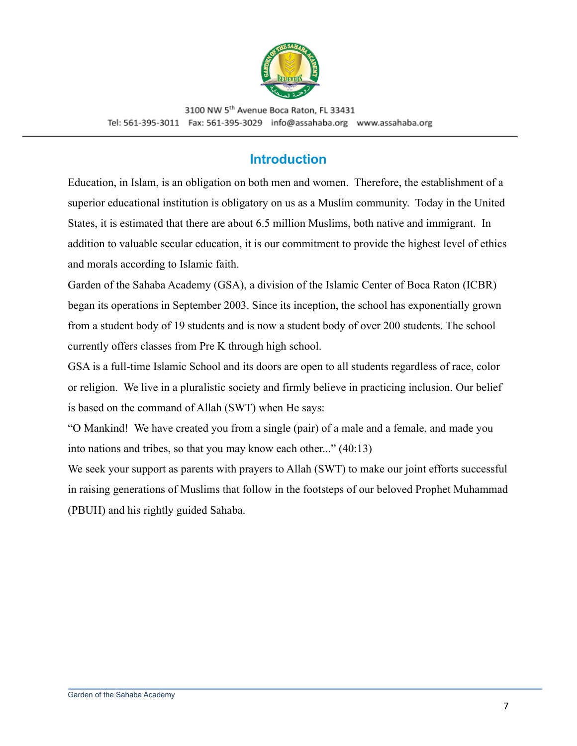3100 NW 5th Avenue Boca Raton, FL 33431

Tel: 561-395-3011  Fax: 561-395-3029  info@assahaba.org  www.assahaba.org

## Introduction

Education, in Islam, is an obligation on both men and women. Therefore, the establishment of a superior educational institution is obligatory on us as a Muslim community. Today in the United States, it is estimated that there are about 6.5 million Muslims, both native and immigrant. In addition to valuable secular education, it is our commitment to provide the highest level of ethics and morals according to Islamic faith.

Garden of the Sahaba Academy (GSA), a division of the Islamic Center of Boca Raton (ICBR) began its operations in September 2003. Since its inception, the school has exponentially grown from a student body of 19 students and is now a student body of over 200 students. The school currently offers classes from Pre K through high school.

GSA is a full-time Islamic School and its doors are open to all students regardless of race, color or religion. We live in a pluralistic society and firmly believe in practicing inclusion. Our belief is based on the command of Allah (SWT) when He says:

"O Mankind! We have created you from a single (pair) of a male and a female, and made you into nations and tribes, so that you may know each other..." (40:13)

We seek your support as parents with prayers to Allah (SWT) to make our joint efforts successful in raising generations of Muslims that follow in the footsteps of our beloved Prophet Muhammad (PBUH) and his rightly guided Sahaba.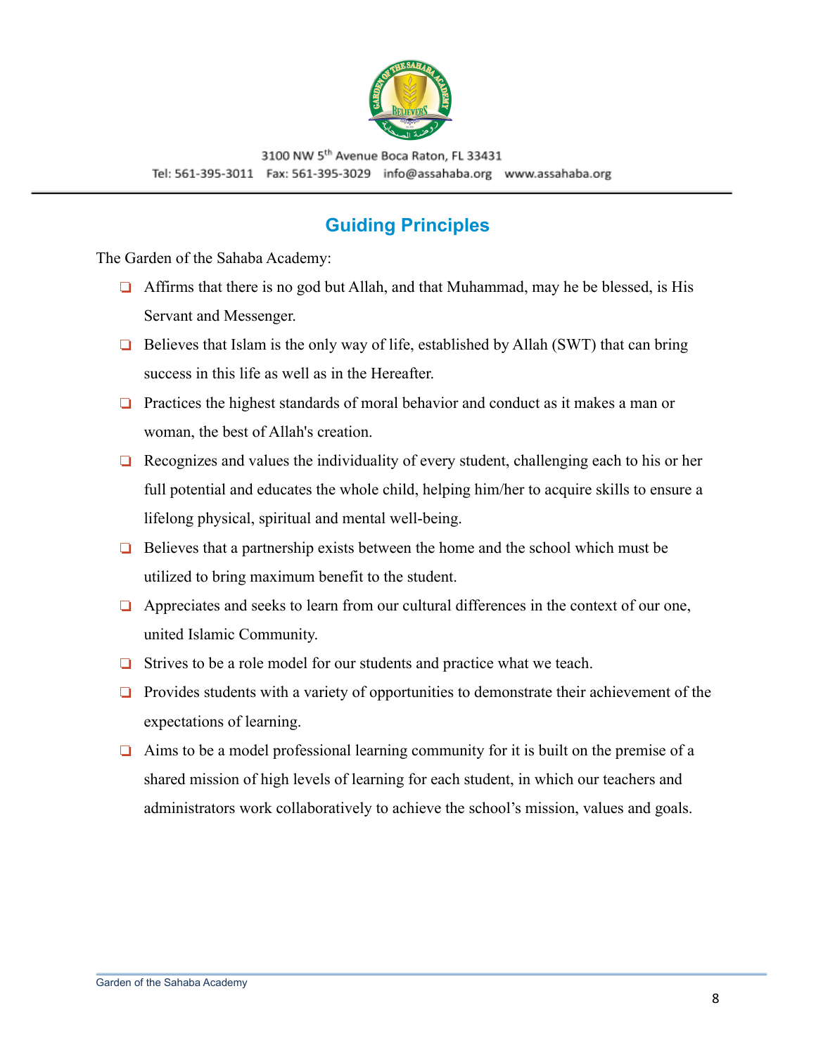## Guiding Principles

The Garden of the Sahaba Academy:

- Affirms that there is no god but Allah, and that Muhammad, may he be blessed, is His Servant and Messenger.
- Believes that Islam is the only way of life, established by Allah (SWT) that can bring success in this life as well as in the Hereafter.
- Practices the highest standards of moral behavior and conduct as it makes a man or woman, the best of Allah's creation.
- Recognizes and values the individuality of every student, challenging each to his or her full potential and educates the whole child, helping him/her to acquire skills to ensure a lifelong physical, spiritual and mental well-being.
- Believes that a partnership exists between the home and the school which must be utilized to bring maximum benefit to the student.
- Appreciates and seeks to learn from our cultural differences in the context of our one, united Islamic Community.
- Strives to be a role model for our students and practice what we teach.
- Provides students with a variety of opportunities to demonstrate their achievement of the expectations of learning.
- Aims to be a model professional learning community for it is built on the premise of a shared mission of high levels of learning for each student, in which our teachers and administrators work collaboratively to achieve the school's mission, values and goals.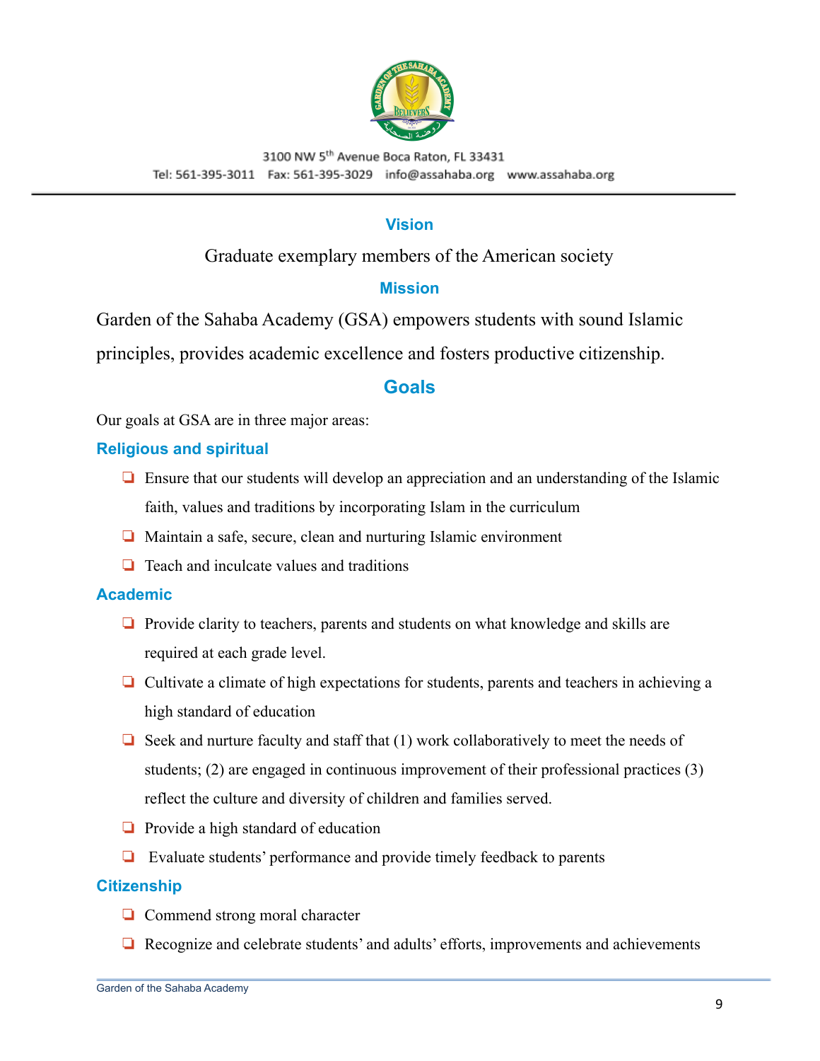3100 NW 5th Avenue Boca Raton, FL 33431

Tel: 561-395-3011 Fax: 561-395-3029 info@assahaba.org www.assahaba.org

## Vision

Graduate exemplary members of the American society

## Mission

Garden of the Sahaba Academy (GSA) empowers students with sound Islamic principles, provides academic excellence and fosters productive citizenship.

## Goals

Our goals at GSA are in three major areas:

### Religious and spiritual

- Ensure that our students will develop an appreciation and an understanding of the Islamic faith, values and traditions by incorporating Islam in the curriculum
- Maintain a safe, secure, clean and nurturing Islamic environment
- Teach and inculcate values and traditions

### Academic

- Provide clarity to teachers, parents and students on what knowledge and skills are required at each grade level.
- Cultivate a climate of high expectations for students, parents and teachers in achieving a high standard of education
- Seek and nurture faculty and staff that (1) work collaboratively to meet the needs of students; (2) are engaged in continuous improvement of their professional practices (3) reflect the culture and diversity of children and families served.
- Provide a high standard of education
- Evaluate students' performance and provide timely feedback to parents

### Citizenship

- Commend strong moral character
- Recognize and celebrate students' and adults' efforts, improvements and achievements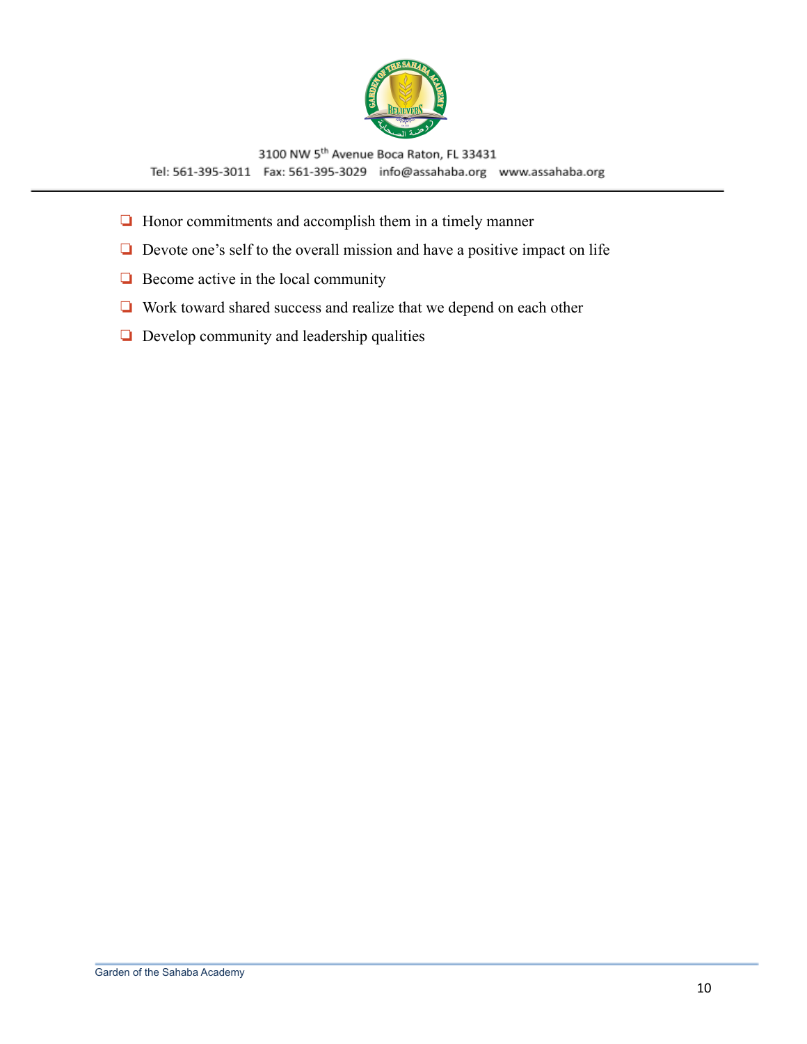- Honor commitments and accomplish them in a timely manner
- Devote one's self to the overall mission and have a positive impact on life
- Become active in the local community
- Work toward shared success and realize that we depend on each other
- Develop community and leadership qualities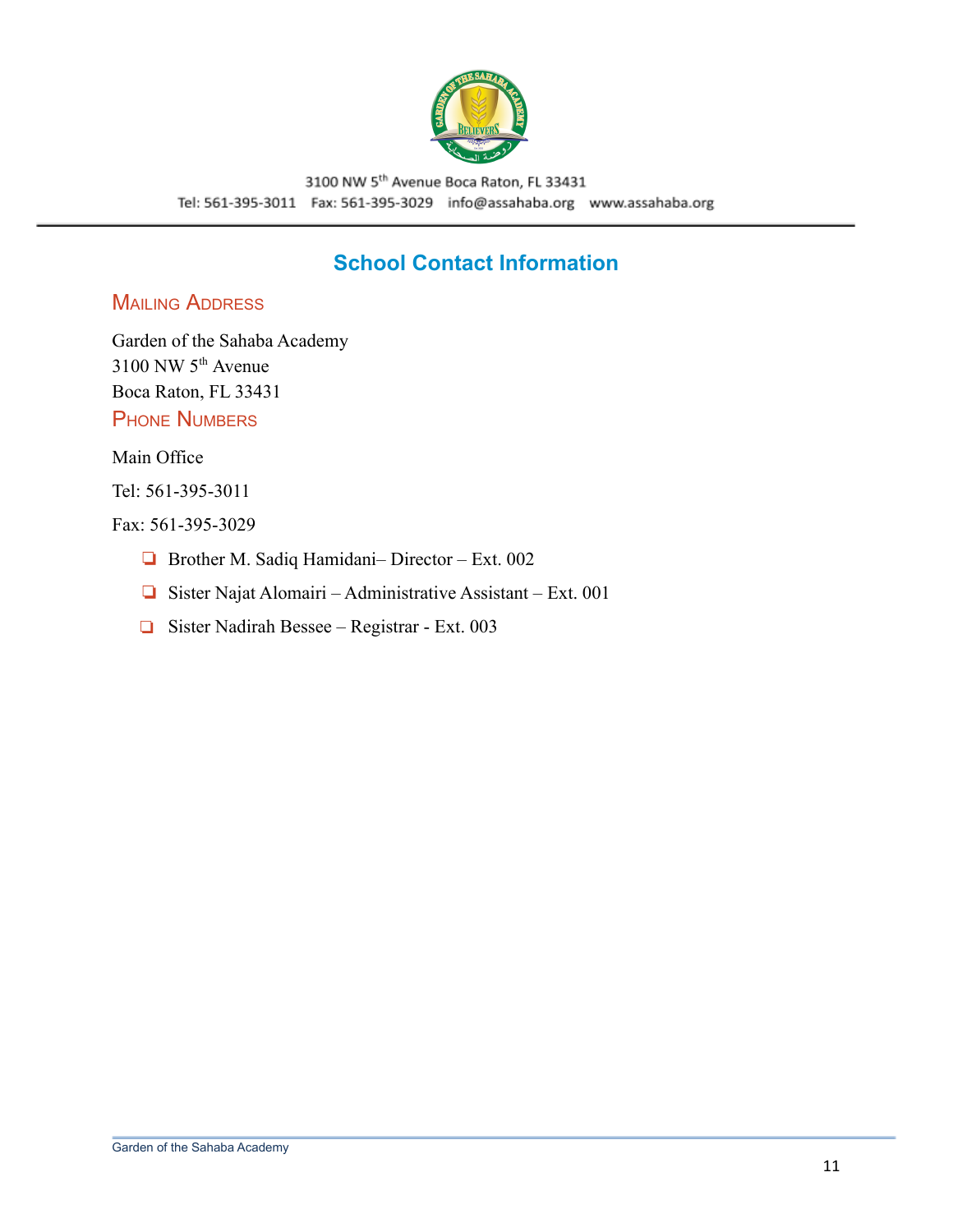## School Contact Information

### Mailing Address

Garden of the Sahaba Academy
3100 NW 5th Avenue
Boca Raton, FL 33431

### Phone Numbers

Main Office

Tel: 561-395-3011

Fax: 561-395-3029

- Brother M. Sadiq Hamidani– Director – Ext. 002
- Sister Najat Alomairi – Administrative Assistant – Ext. 001
- Sister Nadirah Bessee – Registrar - Ext. 003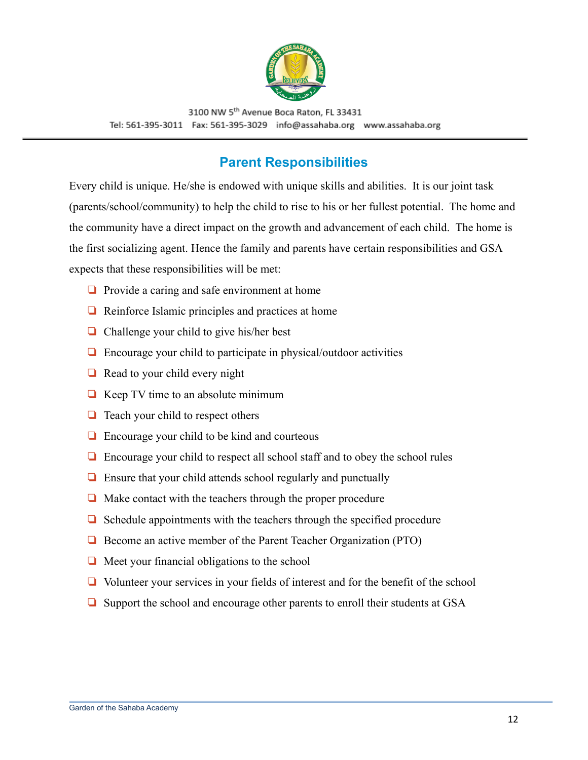## Parent Responsibilities

Every child is unique. He/she is endowed with unique skills and abilities. It is our joint task (parents/school/community) to help the child to rise to his or her fullest potential. The home and the community have a direct impact on the growth and advancement of each child. The home is the first socializing agent. Hence the family and parents have certain responsibilities and GSA expects that these responsibilities will be met:

- Provide a caring and safe environment at home
- Reinforce Islamic principles and practices at home
- Challenge your child to give his/her best
- Encourage your child to participate in physical/outdoor activities
- Read to your child every night
- Keep TV time to an absolute minimum
- Teach your child to respect others
- Encourage your child to be kind and courteous
- Encourage your child to respect all school staff and to obey the school rules
- Ensure that your child attends school regularly and punctually
- Make contact with the teachers through the proper procedure
- Schedule appointments with the teachers through the specified procedure
- Become an active member of the Parent Teacher Organization (PTO)
- Meet your financial obligations to the school
- Volunteer your services in your fields of interest and for the benefit of the school
- Support the school and encourage other parents to enroll their students at GSA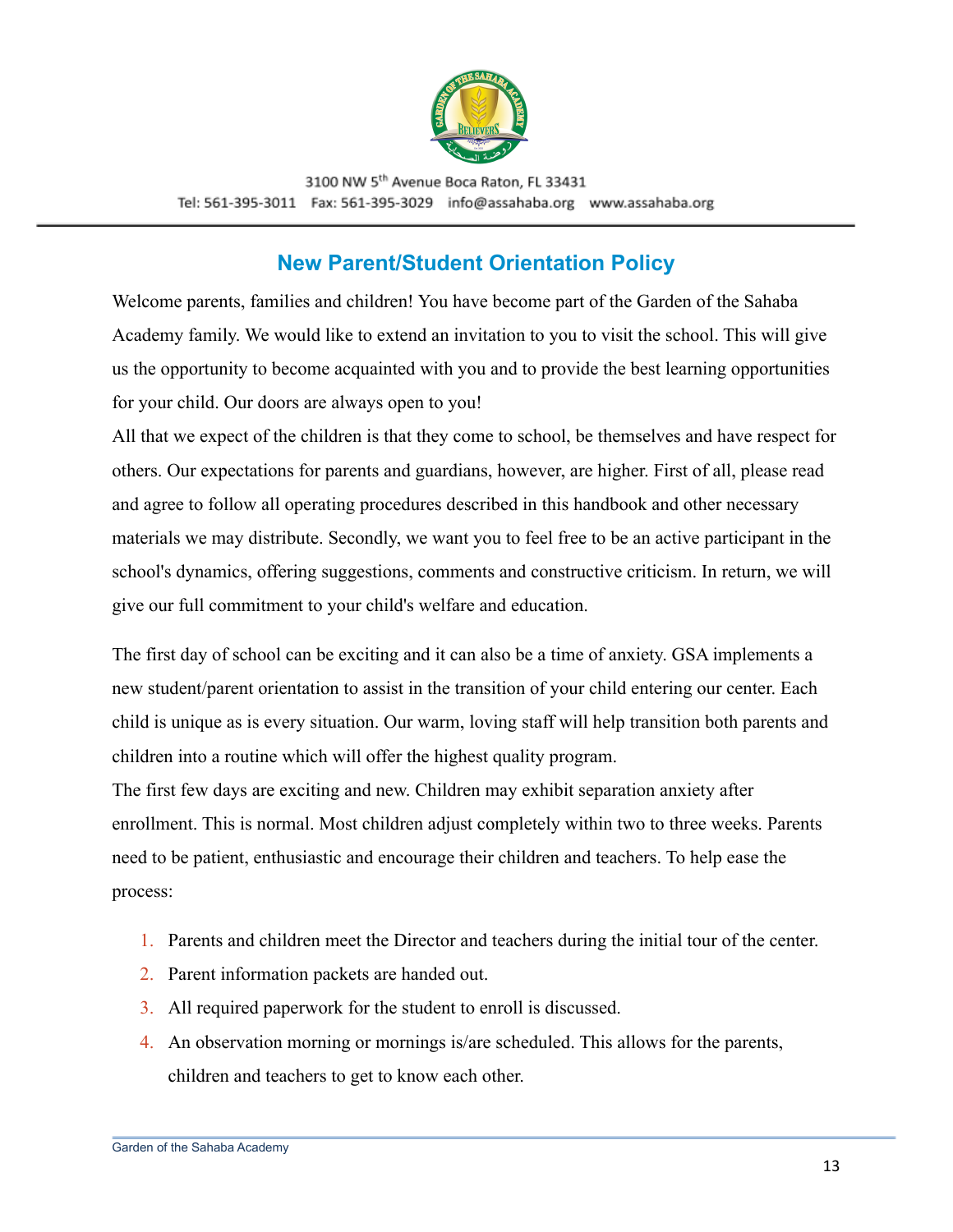## New Parent/Student Orientation Policy

Welcome parents, families and children! You have become part of the Garden of the Sahaba Academy family. We would like to extend an invitation to you to visit the school. This will give us the opportunity to become acquainted with you and to provide the best learning opportunities for your child. Our doors are always open to you!

All that we expect of the children is that they come to school, be themselves and have respect for others. Our expectations for parents and guardians, however, are higher. First of all, please read and agree to follow all operating procedures described in this handbook and other necessary materials we may distribute. Secondly, we want you to feel free to be an active participant in the school's dynamics, offering suggestions, comments and constructive criticism. In return, we will give our full commitment to your child's welfare and education.

The first day of school can be exciting and it can also be a time of anxiety. GSA implements a new student/parent orientation to assist in the transition of your child entering our center. Each child is unique as is every situation. Our warm, loving staff will help transition both parents and children into a routine which will offer the highest quality program.

The first few days are exciting and new. Children may exhibit separation anxiety after enrollment. This is normal. Most children adjust completely within two to three weeks. Parents need to be patient, enthusiastic and encourage their children and teachers. To help ease the process:

1. Parents and children meet the Director and teachers during the initial tour of the center.
2. Parent information packets are handed out.
3. All required paperwork for the student to enroll is discussed.
4. An observation morning or mornings is/are scheduled. This allows for the parents, children and teachers to get to know each other.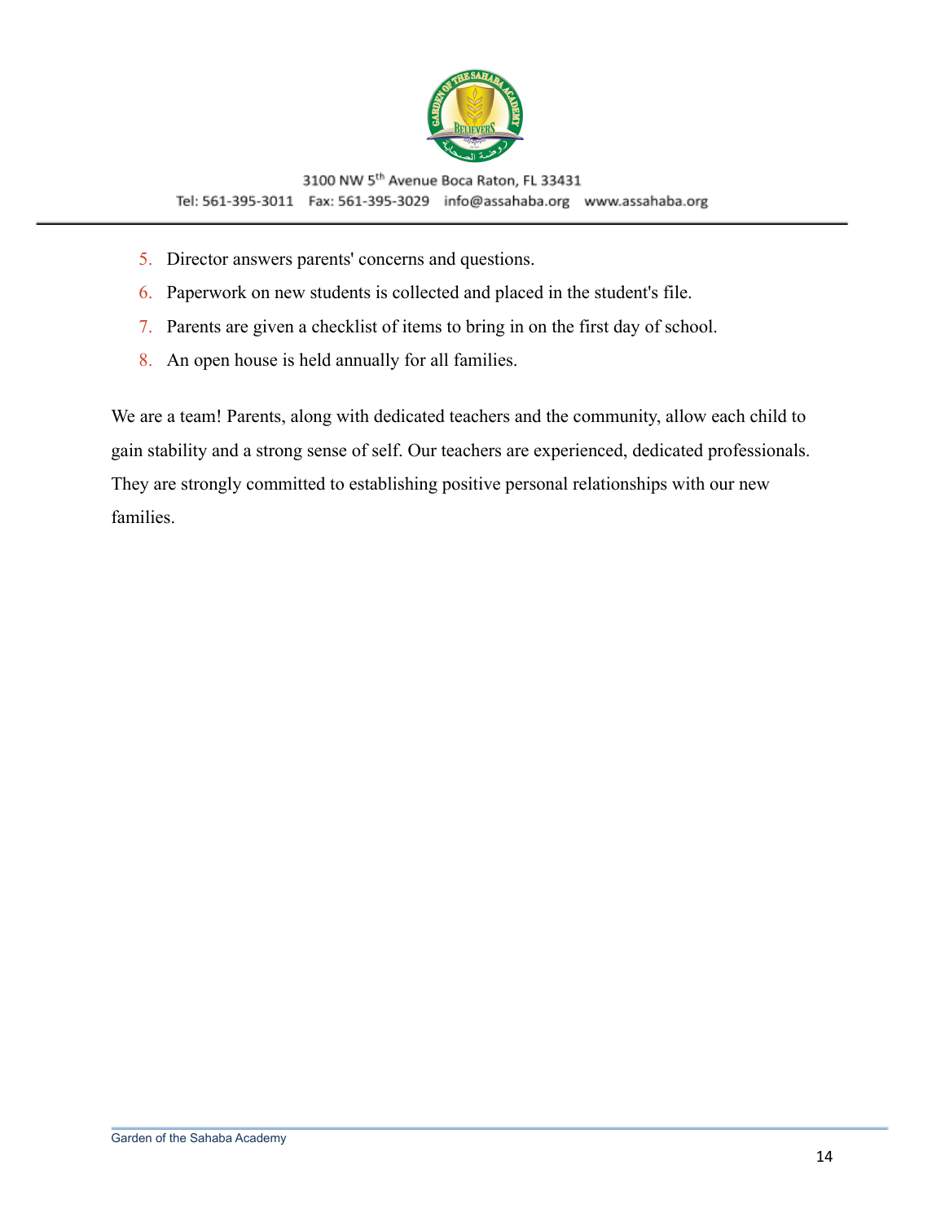5. Director answers parents' concerns and questions.
6. Paperwork on new students is collected and placed in the student's file.
7. Parents are given a checklist of items to bring in on the first day of school.
8. An open house is held annually for all families.

We are a team! Parents, along with dedicated teachers and the community, allow each child to gain stability and a strong sense of self. Our teachers are experienced, dedicated professionals. They are strongly committed to establishing positive personal relationships with our new families.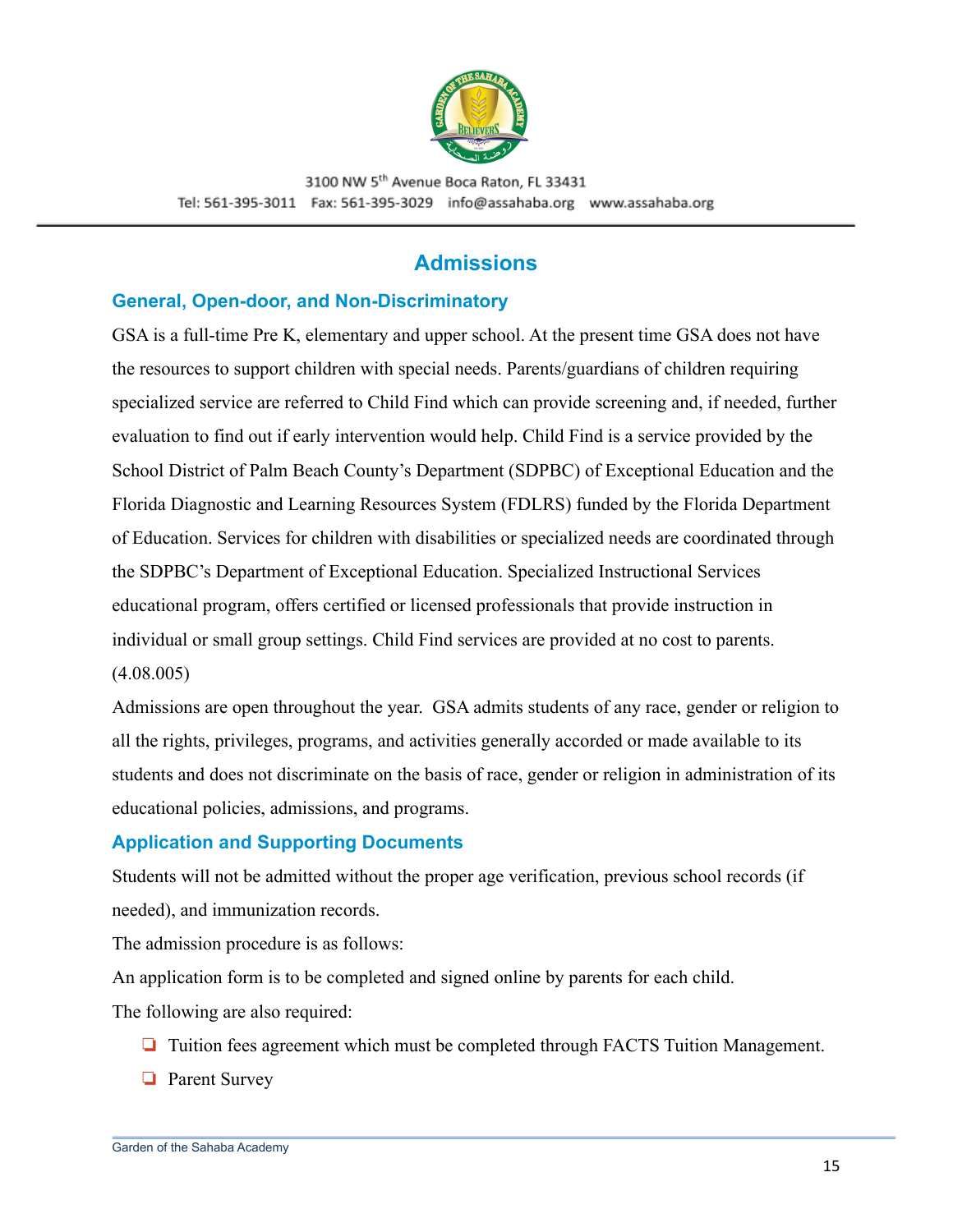# Admissions

## General, Open-door, and Non-Discriminatory

GSA is a full-time Pre K, elementary and upper school. At the present time GSA does not have the resources to support children with special needs. Parents/guardians of children requiring specialized service are referred to Child Find which can provide screening and, if needed, further evaluation to find out if early intervention would help. Child Find is a service provided by the School District of Palm Beach County's Department (SDPBC) of Exceptional Education and the Florida Diagnostic and Learning Resources System (FDLRS) funded by the Florida Department of Education. Services for children with disabilities or specialized needs are coordinated through the SDPBC's Department of Exceptional Education. Specialized Instructional Services educational program, offers certified or licensed professionals that provide instruction in individual or small group settings. Child Find services are provided at no cost to parents. (4.08.005)

Admissions are open throughout the year. GSA admits students of any race, gender or religion to all the rights, privileges, programs, and activities generally accorded or made available to its students and does not discriminate on the basis of race, gender or religion in administration of its educational policies, admissions, and programs.

## Application and Supporting Documents

Students will not be admitted without the proper age verification, previous school records (if needed), and immunization records.

The admission procedure is as follows:

An application form is to be completed and signed online by parents for each child.

The following are also required:

- Tuition fees agreement which must be completed through FACTS Tuition Management.
- Parent Survey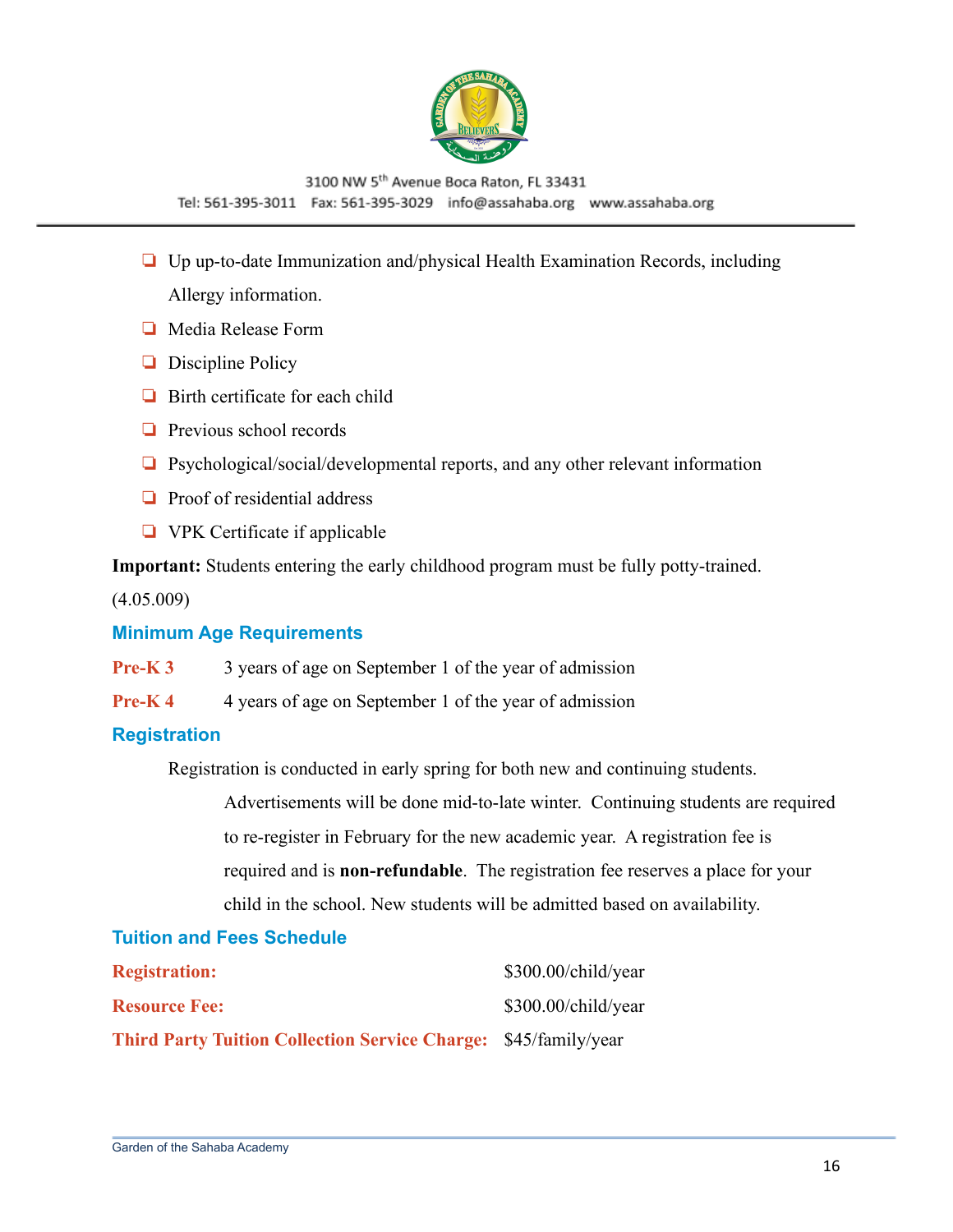- Up up-to-date Immunization and/physical Health Examination Records, including Allergy information.
- Media Release Form
- Discipline Policy
- Birth certificate for each child
- Previous school records
- Psychological/social/developmental reports, and any other relevant information
- Proof of residential address
- VPK Certificate if applicable

**Important:** Students entering the early childhood program must be fully potty-trained. (4.05.009)

### Minimum Age Requirements

**Pre-K 3** 3 years of age on September 1 of the year of admission

**Pre-K 4** 4 years of age on September 1 of the year of admission

### Registration

Registration is conducted in early spring for both new and continuing students. Advertisements will be done mid-to-late winter. Continuing students are required to re-register in February for the new academic year. A registration fee is required and is **non-refundable**. The registration fee reserves a place for your child in the school. New students will be admitted based on availability.

### Tuition and Fees Schedule

| | |
|---|---|
| **Registration:** | $300.00/child/year |
| **Resource Fee:** | $300.00/child/year |
| **Third Party Tuition Collection Service Charge:** | $45/family/year |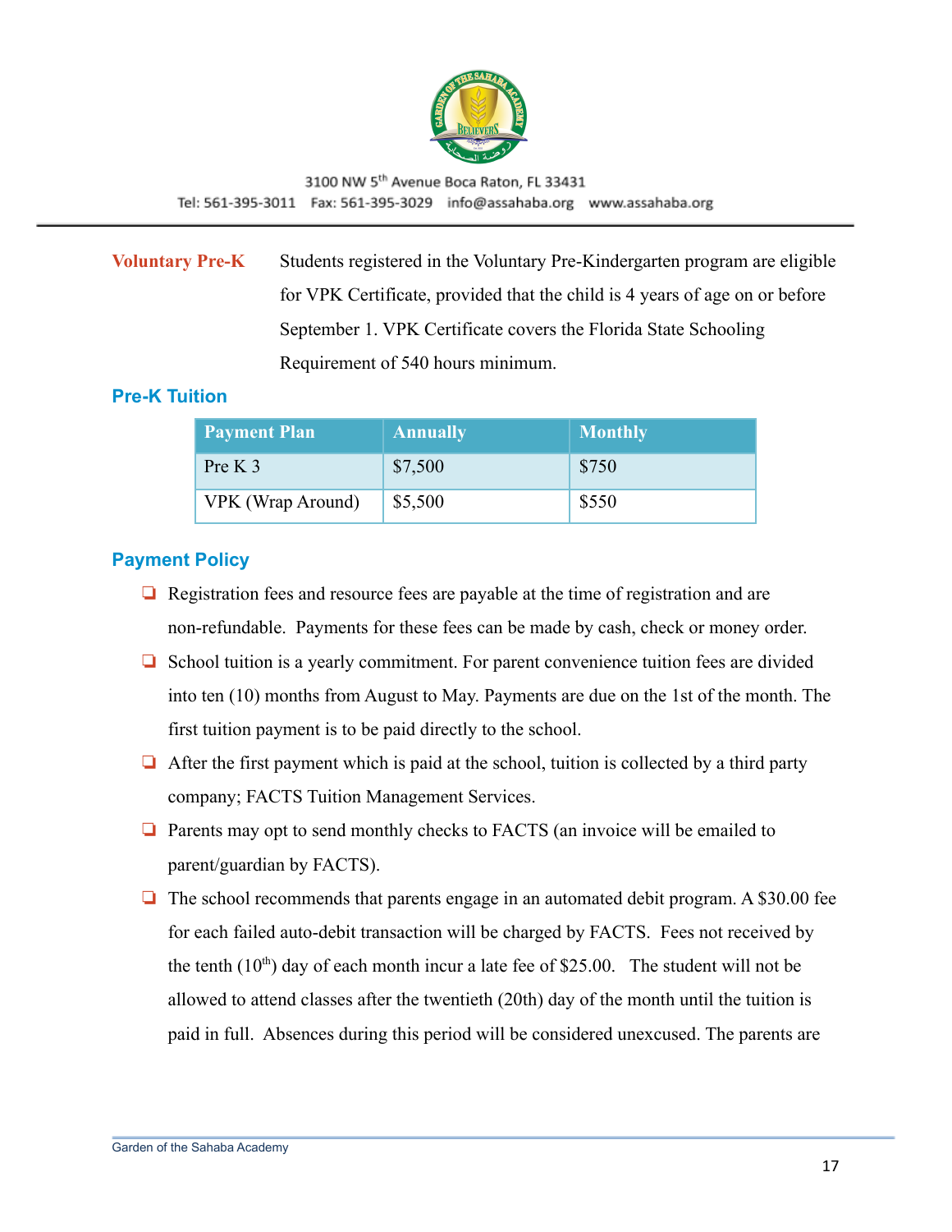3100 NW 5th Avenue Boca Raton, FL 33431
Tel: 561-395-3011 Fax: 561-395-3029 info@assahaba.org www.assahaba.org

**Voluntary Pre-K** Students registered in the Voluntary Pre-Kindergarten program are eligible for VPK Certificate, provided that the child is 4 years of age on or before September 1. VPK Certificate covers the Florida State Schooling Requirement of 540 hours minimum.

### Pre-K Tuition

| Payment Plan | Annually | Monthly |
|---|---|---|
| Pre K 3 | $7,500 | $750 |
| VPK (Wrap Around) | $5,500 | $550 |

### Payment Policy

- Registration fees and resource fees are payable at the time of registration and are non-refundable. Payments for these fees can be made by cash, check or money order.
- School tuition is a yearly commitment. For parent convenience tuition fees are divided into ten (10) months from August to May. Payments are due on the 1st of the month. The first tuition payment is to be paid directly to the school.
- After the first payment which is paid at the school, tuition is collected by a third party company; FACTS Tuition Management Services.
- Parents may opt to send monthly checks to FACTS (an invoice will be emailed to parent/guardian by FACTS).
- The school recommends that parents engage in an automated debit program. A $30.00 fee for each failed auto-debit transaction will be charged by FACTS. Fees not received by the tenth (10th) day of each month incur a late fee of $25.00. The student will not be allowed to attend classes after the twentieth (20th) day of the month until the tuition is paid in full. Absences during this period will be considered unexcused. The parents are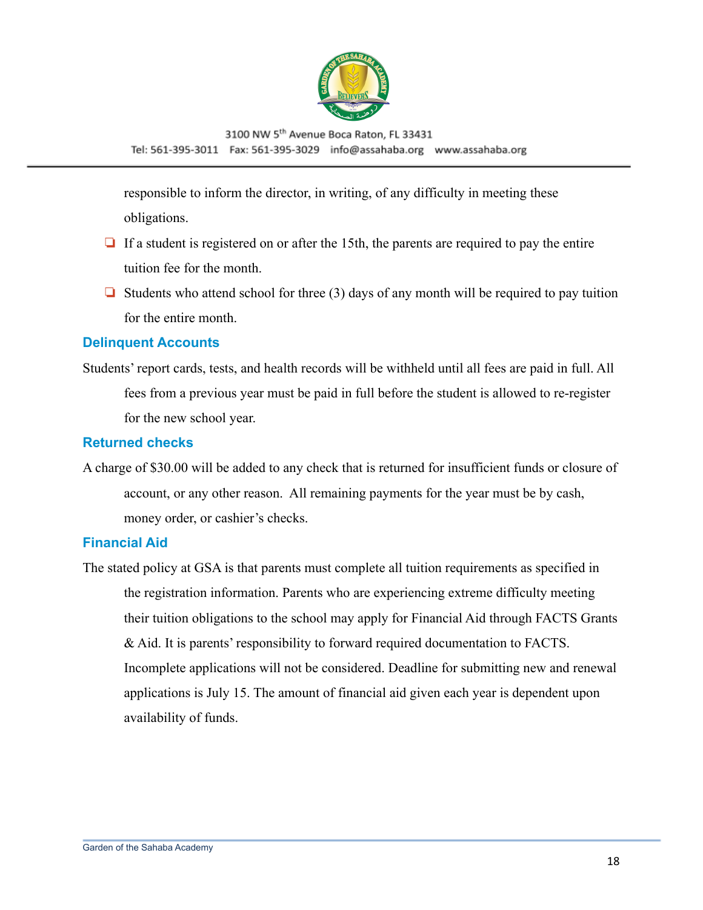responsible to inform the director, in writing, of any difficulty in meeting these obligations.

- If a student is registered on or after the 15th, the parents are required to pay the entire tuition fee for the month.
- Students who attend school for three (3) days of any month will be required to pay tuition for the entire month.

### Delinquent Accounts

Students' report cards, tests, and health records will be withheld until all fees are paid in full. All fees from a previous year must be paid in full before the student is allowed to re-register for the new school year.

### Returned checks

A charge of $30.00 will be added to any check that is returned for insufficient funds or closure of account, or any other reason. All remaining payments for the year must be by cash, money order, or cashier's checks.

### Financial Aid

The stated policy at GSA is that parents must complete all tuition requirements as specified in the registration information. Parents who are experiencing extreme difficulty meeting their tuition obligations to the school may apply for Financial Aid through FACTS Grants & Aid. It is parents' responsibility to forward required documentation to FACTS. Incomplete applications will not be considered. Deadline for submitting new and renewal applications is July 15. The amount of financial aid given each year is dependent upon availability of funds.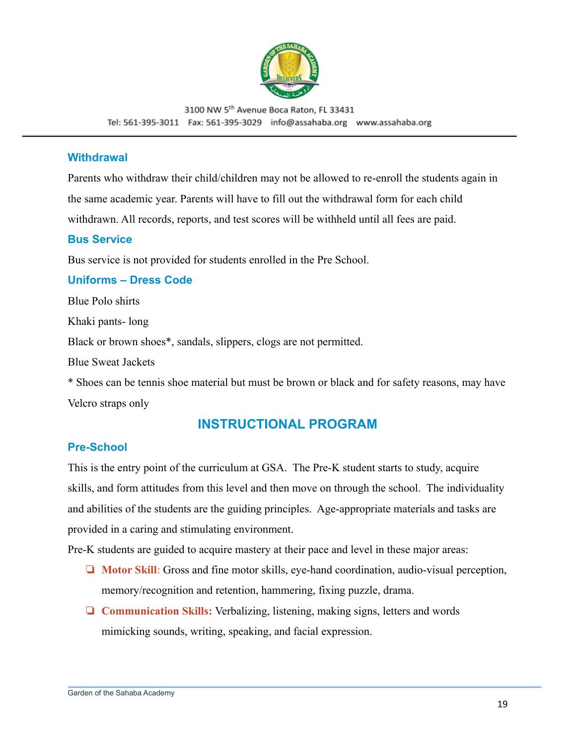## Withdrawal

Parents who withdraw their child/children may not be allowed to re-enroll the students again in the same academic year. Parents will have to fill out the withdrawal form for each child withdrawn. All records, reports, and test scores will be withheld until all fees are paid.

## Bus Service

Bus service is not provided for students enrolled in the Pre School.

## Uniforms – Dress Code

Blue Polo shirts

Khaki pants- long

Black or brown shoes*, sandals, slippers, clogs are not permitted.

Blue Sweat Jackets

* Shoes can be tennis shoe material but must be brown or black and for safety reasons, may have Velcro straps only

# INSTRUCTIONAL PROGRAM

## Pre-School

This is the entry point of the curriculum at GSA. The Pre-K student starts to study, acquire skills, and form attitudes from this level and then move on through the school. The individuality and abilities of the students are the guiding principles. Age-appropriate materials and tasks are provided in a caring and stimulating environment.

Pre-K students are guided to acquire mastery at their pace and level in these major areas:

- **Motor Skill**: Gross and fine motor skills, eye-hand coordination, audio-visual perception, memory/recognition and retention, hammering, fixing puzzle, drama.
- **Communication Skills:** Verbalizing, listening, making signs, letters and words mimicking sounds, writing, speaking, and facial expression.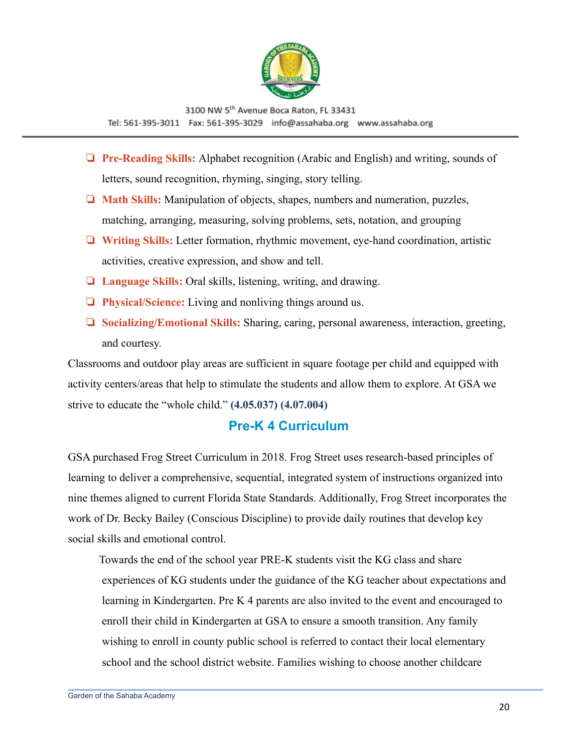- **Pre-Reading Skills:** Alphabet recognition (Arabic and English) and writing, sounds of letters, sound recognition, rhyming, singing, story telling.
- **Math Skills:** Manipulation of objects, shapes, numbers and numeration, puzzles, matching, arranging, measuring, solving problems, sets, notation, and grouping
- **Writing Skills:** Letter formation, rhythmic movement, eye-hand coordination, artistic activities, creative expression, and show and tell.
- **Language Skills:** Oral skills, listening, writing, and drawing.
- **Physical/Science:** Living and nonliving things around us.
- **Socializing/Emotional Skills:** Sharing, caring, personal awareness, interaction, greeting, and courtesy.

Classrooms and outdoor play areas are sufficient in square footage per child and equipped with activity centers/areas that help to stimulate the students and allow them to explore. At GSA we strive to educate the "whole child." **(4.05.037) (4.07.004)**

## Pre-K 4 Curriculum

GSA purchased Frog Street Curriculum in 2018. Frog Street uses research-based principles of learning to deliver a comprehensive, sequential, integrated system of instructions organized into nine themes aligned to current Florida State Standards. Additionally, Frog Street incorporates the work of Dr. Becky Bailey (Conscious Discipline) to provide daily routines that develop key social skills and emotional control.

Towards the end of the school year PRE-K students visit the KG class and share experiences of KG students under the guidance of the KG teacher about expectations and learning in Kindergarten. Pre K 4 parents are also invited to the event and encouraged to enroll their child in Kindergarten at GSA to ensure a smooth transition. Any family wishing to enroll in county public school is referred to contact their local elementary school and the school district website. Families wishing to choose another childcare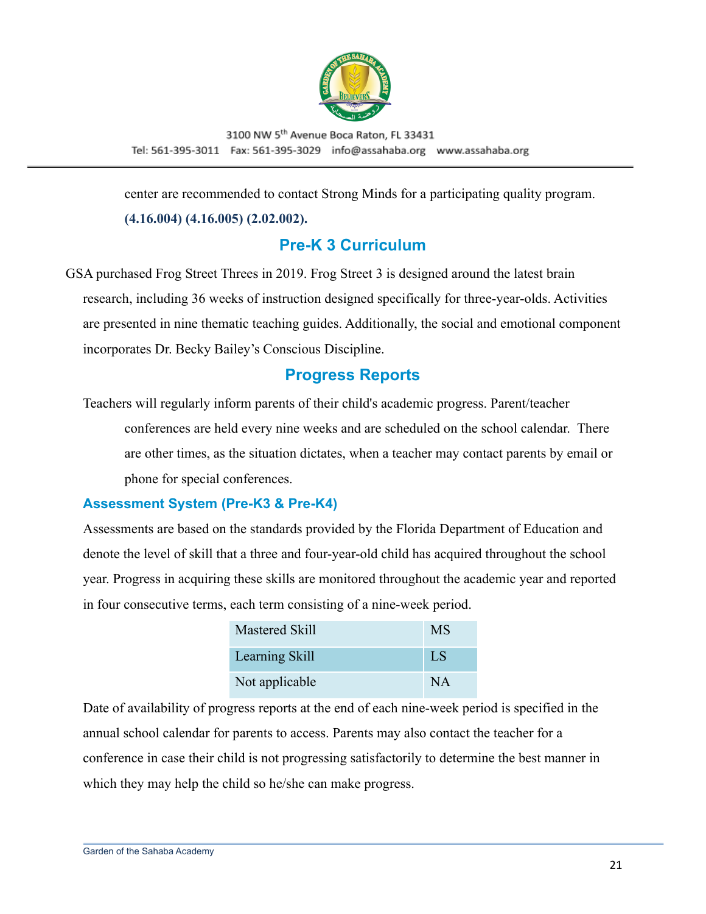center are recommended to contact Strong Minds for a participating quality program. **(4.16.004) (4.16.005) (2.02.002).**

## Pre-K 3 Curriculum

GSA purchased Frog Street Threes in 2019. Frog Street 3 is designed around the latest brain research, including 36 weeks of instruction designed specifically for three-year-olds. Activities are presented in nine thematic teaching guides. Additionally, the social and emotional component incorporates Dr. Becky Bailey's Conscious Discipline.

## Progress Reports

Teachers will regularly inform parents of their child's academic progress. Parent/teacher conferences are held every nine weeks and are scheduled on the school calendar. There are other times, as the situation dictates, when a teacher may contact parents by email or phone for special conferences.

### Assessment System (Pre-K3 & Pre-K4)

Assessments are based on the standards provided by the Florida Department of Education and denote the level of skill that a three and four-year-old child has acquired throughout the school year. Progress in acquiring these skills are monitored throughout the academic year and reported in four consecutive terms, each term consisting of a nine-week period.

| Mastered Skill | MS |
|---|---|
| Learning Skill | LS |
| Not applicable | NA |

Date of availability of progress reports at the end of each nine-week period is specified in the annual school calendar for parents to access. Parents may also contact the teacher for a conference in case their child is not progressing satisfactorily to determine the best manner in which they may help the child so he/she can make progress.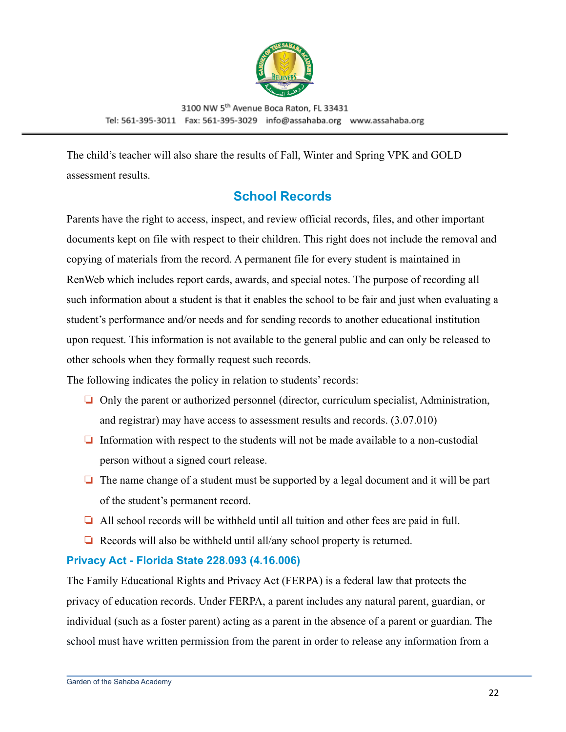The child's teacher will also share the results of Fall, Winter and Spring VPK and GOLD assessment results.

## School Records

Parents have the right to access, inspect, and review official records, files, and other important documents kept on file with respect to their children. This right does not include the removal and copying of materials from the record. A permanent file for every student is maintained in RenWeb which includes report cards, awards, and special notes. The purpose of recording all such information about a student is that it enables the school to be fair and just when evaluating a student's performance and/or needs and for sending records to another educational institution upon request. This information is not available to the general public and can only be released to other schools when they formally request such records.

The following indicates the policy in relation to students' records:

- Only the parent or authorized personnel (director, curriculum specialist, Administration, and registrar) may have access to assessment results and records. (3.07.010)
- Information with respect to the students will not be made available to a non-custodial person without a signed court release.
- The name change of a student must be supported by a legal document and it will be part of the student's permanent record.
- All school records will be withheld until all tuition and other fees are paid in full.
- Records will also be withheld until all/any school property is returned.

### Privacy Act - Florida State 228.093 (4.16.006)

The Family Educational Rights and Privacy Act (FERPA) is a federal law that protects the privacy of education records. Under FERPA, a parent includes any natural parent, guardian, or individual (such as a foster parent) acting as a parent in the absence of a parent or guardian. The school must have written permission from the parent in order to release any information from a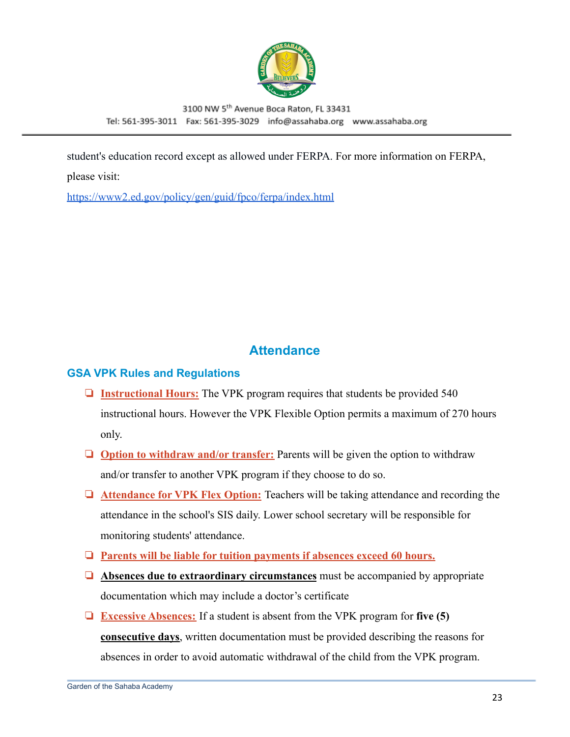student's education record except as allowed under FERPA. For more information on FERPA, please visit:

https://www2.ed.gov/policy/gen/guid/fpco/ferpa/index.html

## Attendance

### GSA VPK Rules and Regulations

- **Instructional Hours:** The VPK program requires that students be provided 540 instructional hours. However the VPK Flexible Option permits a maximum of 270 hours only.
- **Option to withdraw and/or transfer:** Parents will be given the option to withdraw and/or transfer to another VPK program if they choose to do so.
- **Attendance for VPK Flex Option:** Teachers will be taking attendance and recording the attendance in the school's SIS daily. Lower school secretary will be responsible for monitoring students' attendance.
- **Parents will be liable for tuition payments if absences exceed 60 hours.**
- **Absences due to extraordinary circumstances** must be accompanied by appropriate documentation which may include a doctor's certificate
- **Excessive Absences:** If a student is absent from the VPK program for **five (5) consecutive days**, written documentation must be provided describing the reasons for absences in order to avoid automatic withdrawal of the child from the VPK program.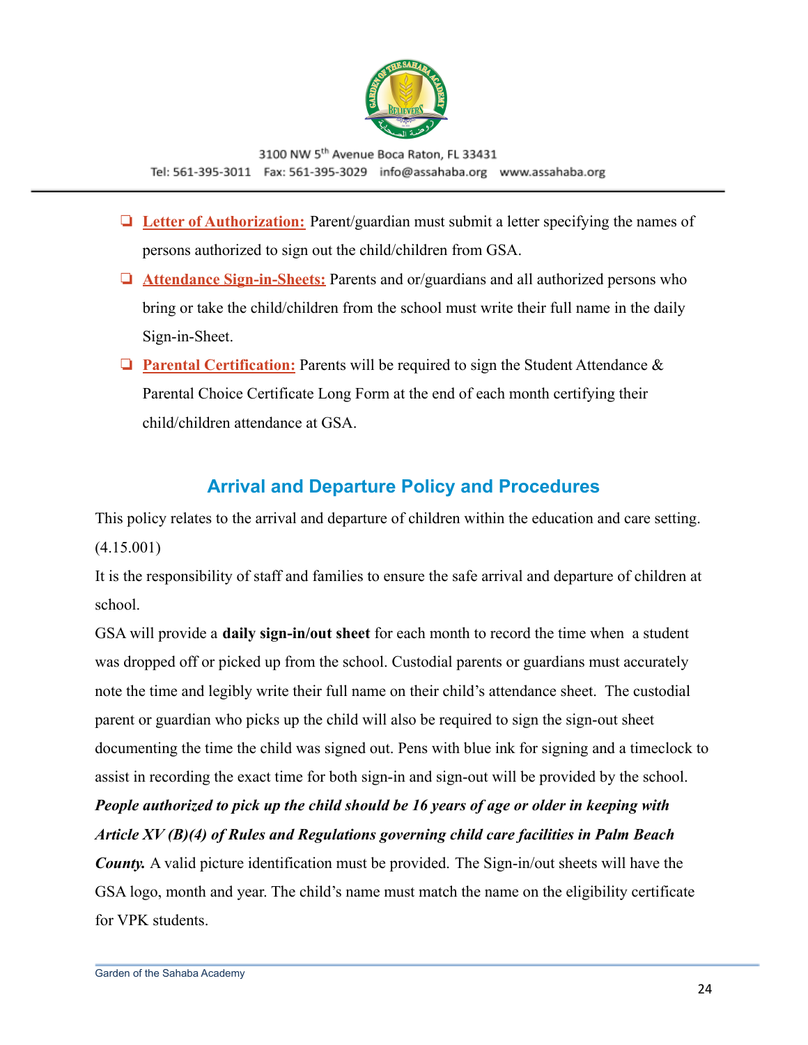- **Letter of Authorization:** Parent/guardian must submit a letter specifying the names of persons authorized to sign out the child/children from GSA.
- **Attendance Sign-in-Sheets:** Parents and or/guardians and all authorized persons who bring or take the child/children from the school must write their full name in the daily Sign-in-Sheet.
- **Parental Certification:** Parents will be required to sign the Student Attendance & Parental Choice Certificate Long Form at the end of each month certifying their child/children attendance at GSA.

## Arrival and Departure Policy and Procedures

This policy relates to the arrival and departure of children within the education and care setting. (4.15.001)

It is the responsibility of staff and families to ensure the safe arrival and departure of children at school.

GSA will provide a **daily sign-in/out sheet** for each month to record the time when a student was dropped off or picked up from the school. Custodial parents or guardians must accurately note the time and legibly write their full name on their child's attendance sheet. The custodial parent or guardian who picks up the child will also be required to sign the sign-out sheet documenting the time the child was signed out. Pens with blue ink for signing and a timeclock to assist in recording the exact time for both sign-in and sign-out will be provided by the school. ***People authorized to pick up the child should be 16 years of age or older in keeping with Article XV (B)(4) of Rules and Regulations governing child care facilities in Palm Beach County.*** A valid picture identification must be provided. The Sign-in/out sheets will have the GSA logo, month and year. The child's name must match the name on the eligibility certificate for VPK students.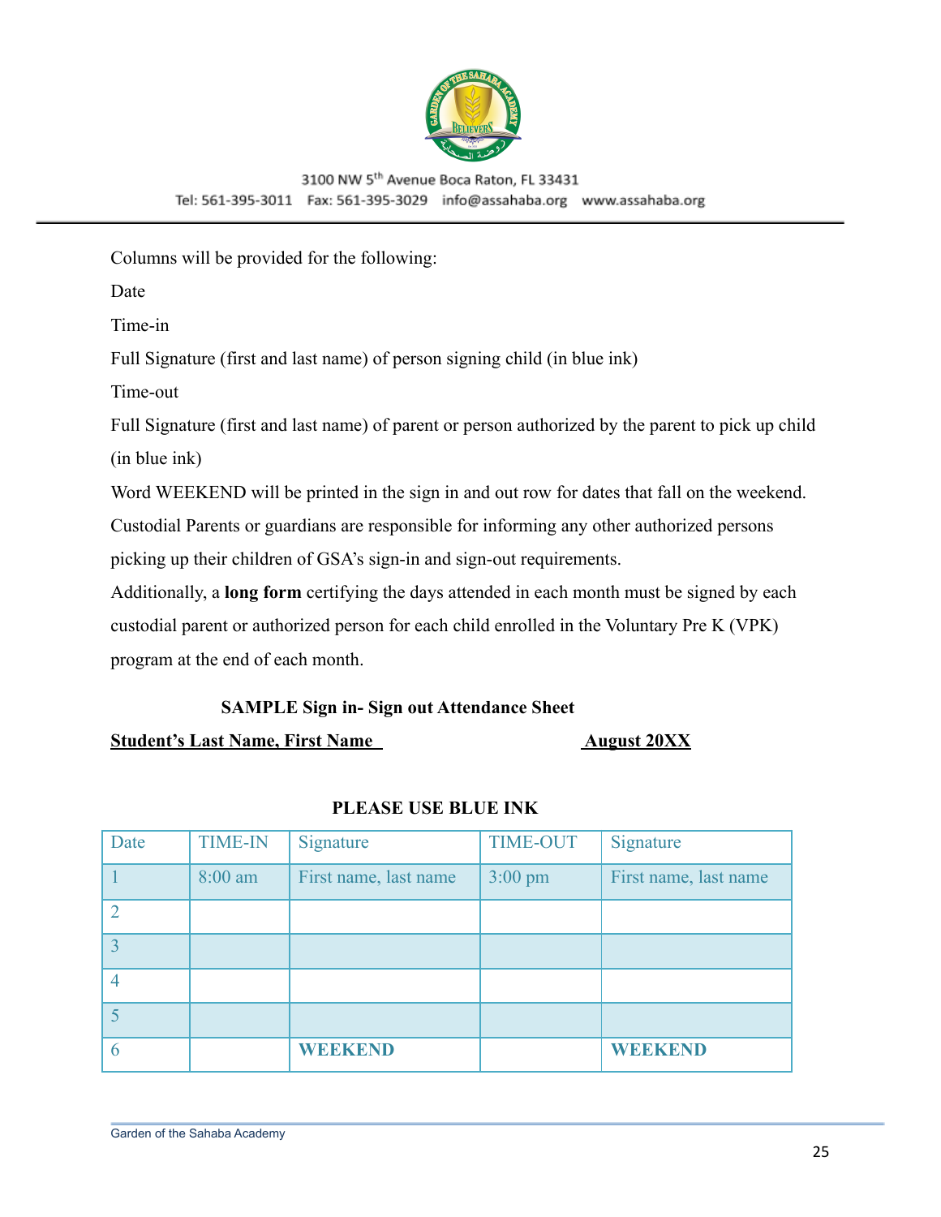Columns will be provided for the following:

Date

Time-in

Full Signature (first and last name) of person signing child (in blue ink)

Time-out

Full Signature (first and last name) of parent or person authorized by the parent to pick up child (in blue ink)

Word WEEKEND will be printed in the sign in and out row for dates that fall on the weekend.

Custodial Parents or guardians are responsible for informing any other authorized persons picking up their children of GSA's sign-in and sign-out requirements.

Additionally, a **long form** certifying the days attended in each month must be signed by each custodial parent or authorized person for each child enrolled in the Voluntary Pre K (VPK) program at the end of each month.

**SAMPLE Sign in- Sign out Attendance Sheet**

**Student's Last Name, First Name** **August 20XX**

**PLEASE USE BLUE INK**

| Date | TIME-IN | Signature | TIME-OUT | Signature |
|---|---|---|---|---|
| 1 | 8:00 am | First name, last name | 3:00 pm | First name, last name |
| 2 | | | | |
| 3 | | | | |
| 4 | | | | |
| 5 | | | | |
| 6 | | **WEEKEND** | | **WEEKEND** |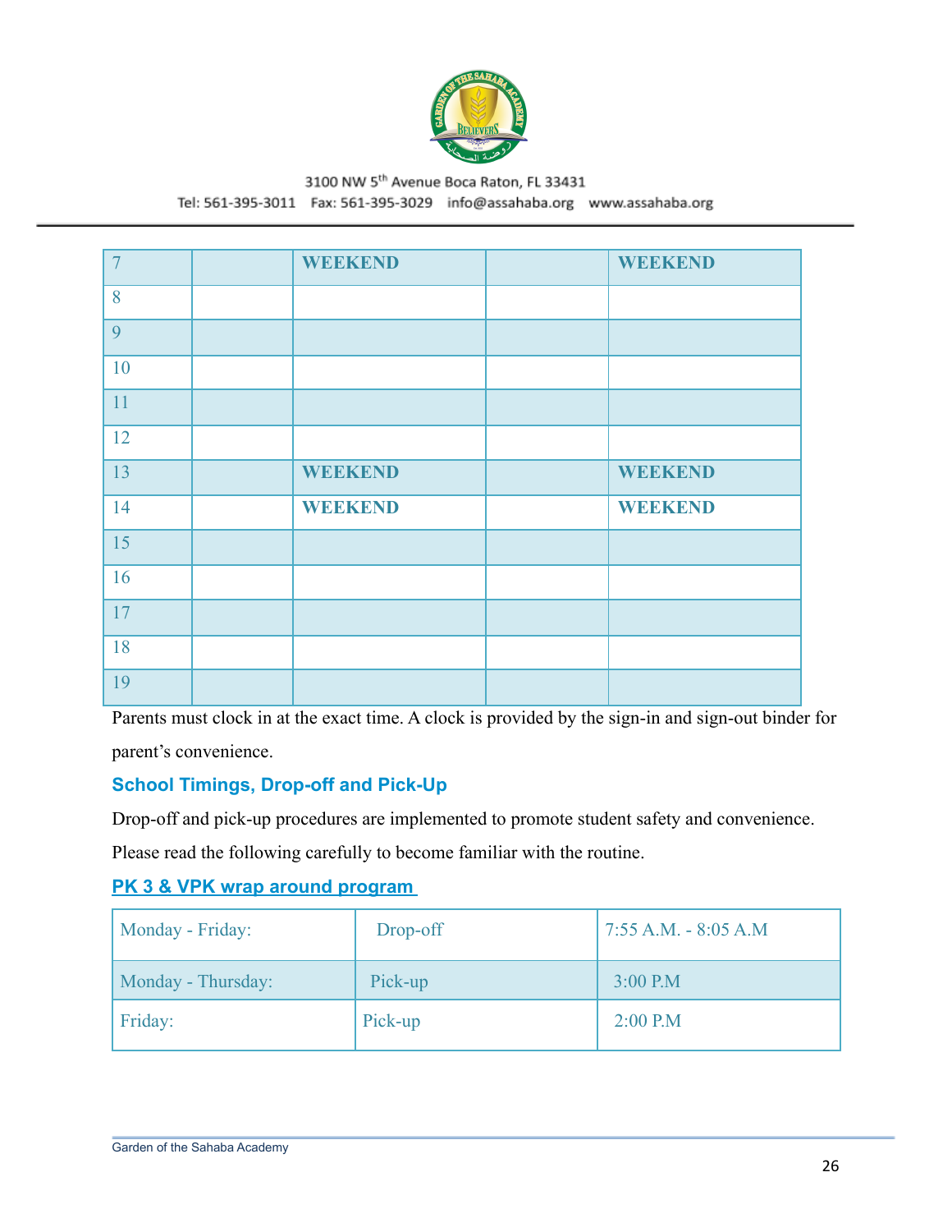| 7 | | WEEKEND | | WEEKEND |
|---|---|---|---|---|
| 8 | | | | |
| 9 | | | | |
| 10 | | | | |
| 11 | | | | |
| 12 | | | | |
| 13 | | WEEKEND | | WEEKEND |
| 14 | | WEEKEND | | WEEKEND |
| 15 | | | | |
| 16 | | | | |
| 17 | | | | |
| 18 | | | | |
| 19 | | | | |

Parents must clock in at the exact time. A clock is provided by the sign-in and sign-out binder for parent's convenience.

### School Timings, Drop-off and Pick-Up

Drop-off and pick-up procedures are implemented to promote student safety and convenience. Please read the following carefully to become familiar with the routine.

#### PK 3 & VPK wrap around program

| Monday - Friday: | Drop-off | 7:55 A.M. - 8:05 A.M |
|---|---|---|
| Monday - Thursday: | Pick-up | 3:00 P.M |
| Friday: | Pick-up | 2:00 P.M |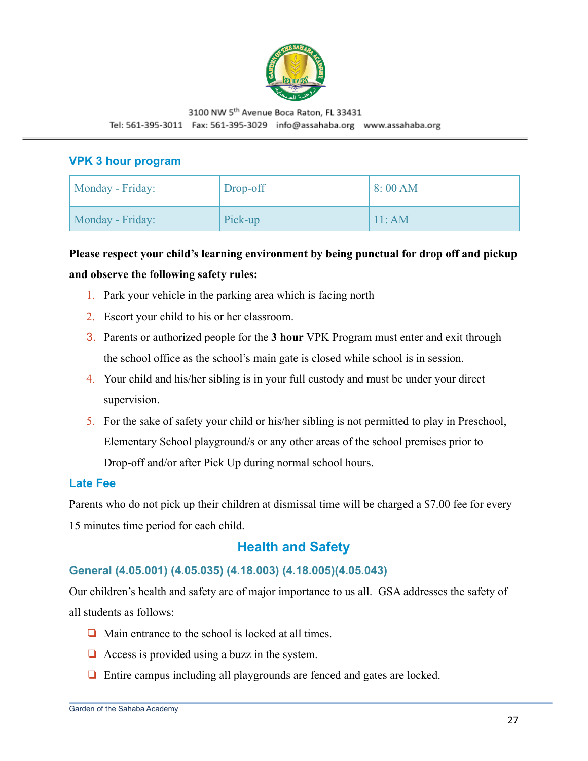3100 NW 5th Avenue Boca Raton, FL 33431

Tel: 561-395-3011 Fax: 561-395-3029 info@assahaba.org www.assahaba.org

### VPK 3 hour program

| Monday - Friday: | Drop-off | 8: 00 AM |
|---|---|---|
| Monday - Friday: | Pick-up | 11: AM |

**Please respect your child's learning environment by being punctual for drop off and pickup and observe the following safety rules:**

1. Park your vehicle in the parking area which is facing north
2. Escort your child to his or her classroom.
3. Parents or authorized people for the **3 hour** VPK Program must enter and exit through the school office as the school's main gate is closed while school is in session.
4. Your child and his/her sibling is in your full custody and must be under your direct supervision.
5. For the sake of safety your child or his/her sibling is not permitted to play in Preschool, Elementary School playground/s or any other areas of the school premises prior to Drop-off and/or after Pick Up during normal school hours.

### Late Fee

Parents who do not pick up their children at dismissal time will be charged a $7.00 fee for every 15 minutes time period for each child.

## Health and Safety

### General (4.05.001) (4.05.035) (4.18.003) (4.18.005)(4.05.043)

Our children's health and safety are of major importance to us all. GSA addresses the safety of all students as follows:

- Main entrance to the school is locked at all times.
- Access is provided using a buzz in the system.
- Entire campus including all playgrounds are fenced and gates are locked.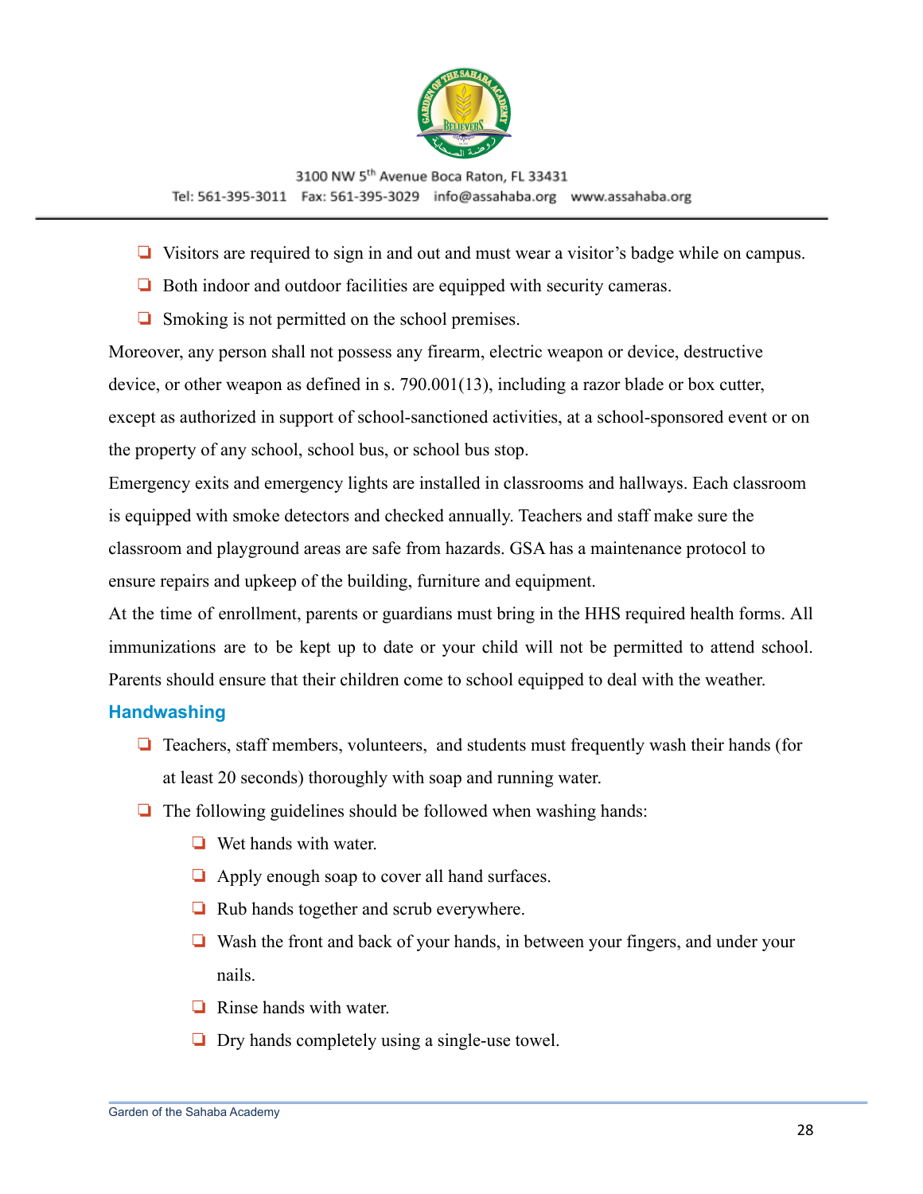- Visitors are required to sign in and out and must wear a visitor's badge while on campus.
- Both indoor and outdoor facilities are equipped with security cameras.
- Smoking is not permitted on the school premises.

Moreover, any person shall not possess any firearm, electric weapon or device, destructive device, or other weapon as defined in s. 790.001(13), including a razor blade or box cutter, except as authorized in support of school-sanctioned activities, at a school-sponsored event or on the property of any school, school bus, or school bus stop.

Emergency exits and emergency lights are installed in classrooms and hallways. Each classroom is equipped with smoke detectors and checked annually. Teachers and staff make sure the classroom and playground areas are safe from hazards. GSA has a maintenance protocol to ensure repairs and upkeep of the building, furniture and equipment.

At the time of enrollment, parents or guardians must bring in the HHS required health forms. All immunizations are to be kept up to date or your child will not be permitted to attend school. Parents should ensure that their children come to school equipped to deal with the weather.

### Handwashing

- Teachers, staff members, volunteers, and students must frequently wash their hands (for at least 20 seconds) thoroughly with soap and running water.
- The following guidelines should be followed when washing hands:
  - Wet hands with water.
  - Apply enough soap to cover all hand surfaces.
  - Rub hands together and scrub everywhere.
  - Wash the front and back of your hands, in between your fingers, and under your nails.
  - Rinse hands with water.
  - Dry hands completely using a single-use towel.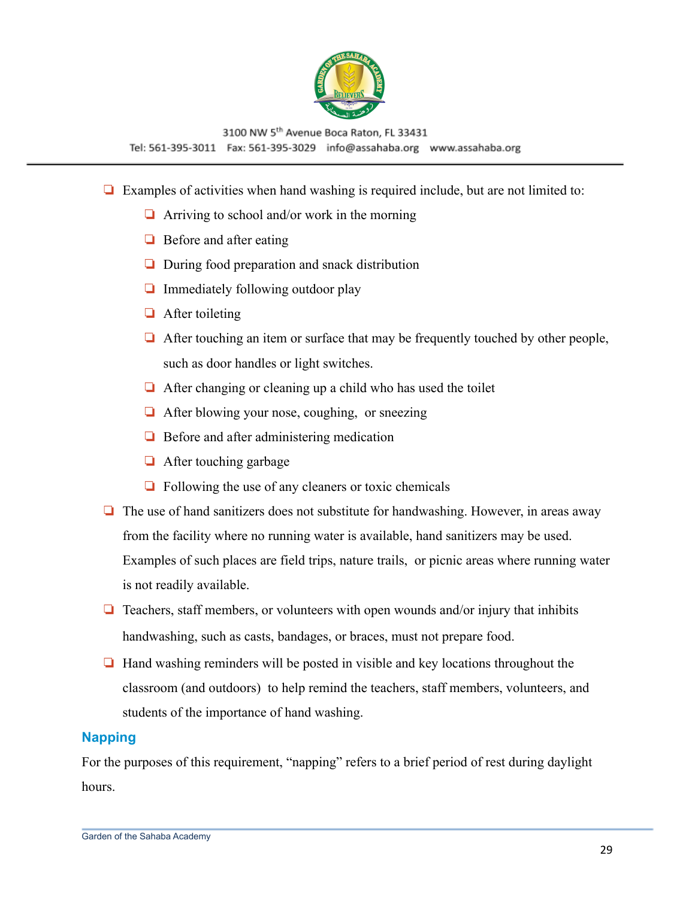- Examples of activities when hand washing is required include, but are not limited to:
  - Arriving to school and/or work in the morning
  - Before and after eating
  - During food preparation and snack distribution
  - Immediately following outdoor play
  - After toileting
  - After touching an item or surface that may be frequently touched by other people, such as door handles or light switches.
  - After changing or cleaning up a child who has used the toilet
  - After blowing your nose, coughing, or sneezing
  - Before and after administering medication
  - After touching garbage
  - Following the use of any cleaners or toxic chemicals
- The use of hand sanitizers does not substitute for handwashing. However, in areas away from the facility where no running water is available, hand sanitizers may be used. Examples of such places are field trips, nature trails, or picnic areas where running water is not readily available.
- Teachers, staff members, or volunteers with open wounds and/or injury that inhibits handwashing, such as casts, bandages, or braces, must not prepare food.
- Hand washing reminders will be posted in visible and key locations throughout the classroom (and outdoors) to help remind the teachers, staff members, volunteers, and students of the importance of hand washing.

## Napping

For the purposes of this requirement, "napping" refers to a brief period of rest during daylight hours.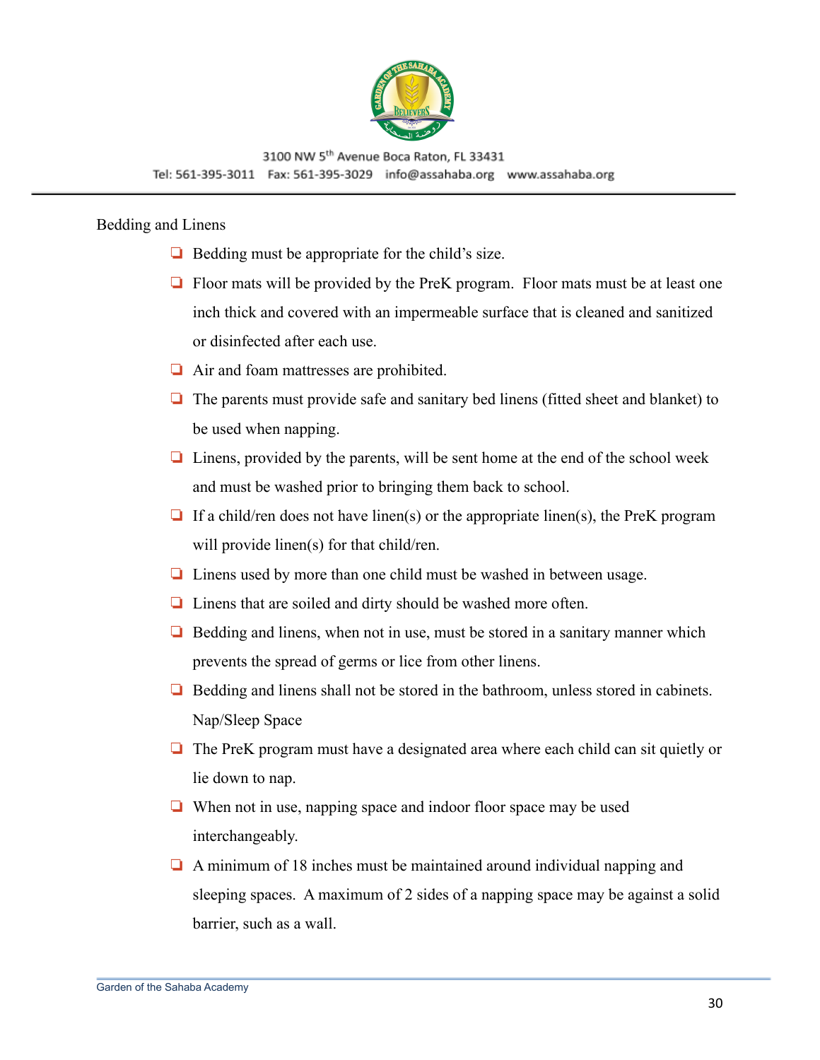Bedding and Linens

- Bedding must be appropriate for the child's size.
- Floor mats will be provided by the PreK program. Floor mats must be at least one inch thick and covered with an impermeable surface that is cleaned and sanitized or disinfected after each use.
- Air and foam mattresses are prohibited.
- The parents must provide safe and sanitary bed linens (fitted sheet and blanket) to be used when napping.
- Linens, provided by the parents, will be sent home at the end of the school week and must be washed prior to bringing them back to school.
- If a child/ren does not have linen(s) or the appropriate linen(s), the PreK program will provide linen(s) for that child/ren.
- Linens used by more than one child must be washed in between usage.
- Linens that are soiled and dirty should be washed more often.
- Bedding and linens, when not in use, must be stored in a sanitary manner which prevents the spread of germs or lice from other linens.
- Bedding and linens shall not be stored in the bathroom, unless stored in cabinets.

Nap/Sleep Space

- The PreK program must have a designated area where each child can sit quietly or lie down to nap.
- When not in use, napping space and indoor floor space may be used interchangeably.
- A minimum of 18 inches must be maintained around individual napping and sleeping spaces. A maximum of 2 sides of a napping space may be against a solid barrier, such as a wall.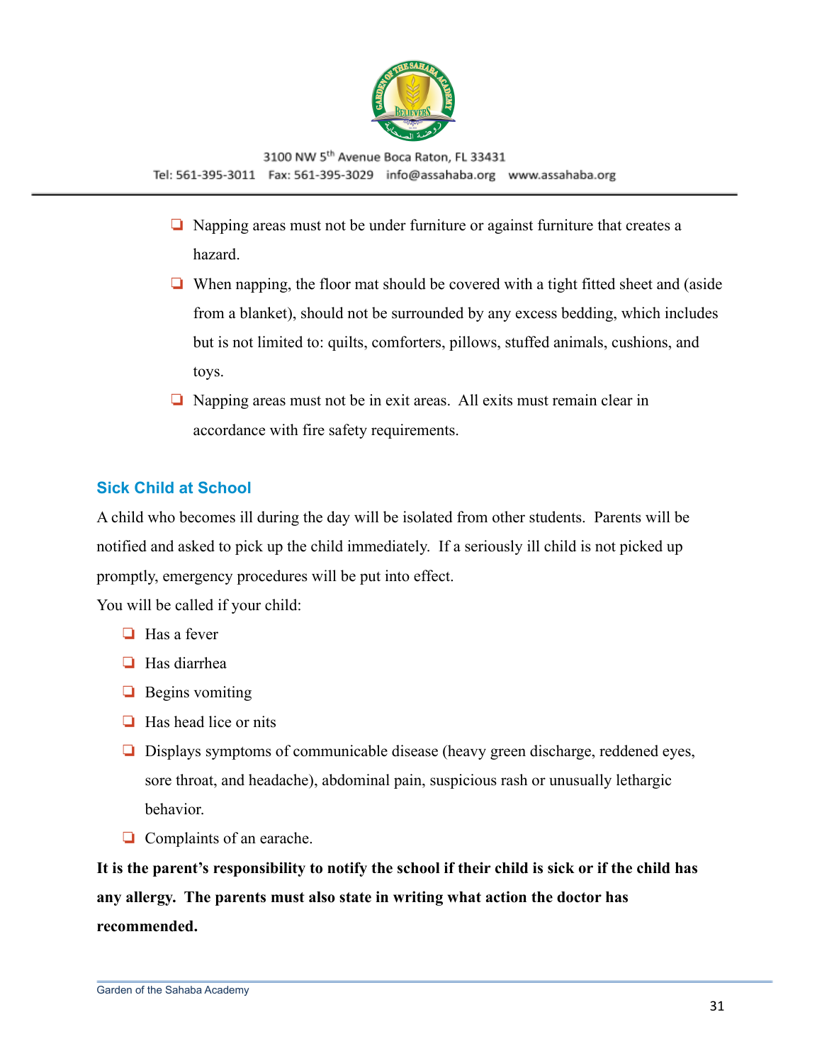- Napping areas must not be under furniture or against furniture that creates a hazard.
- When napping, the floor mat should be covered with a tight fitted sheet and (aside from a blanket), should not be surrounded by any excess bedding, which includes but is not limited to: quilts, comforters, pillows, stuffed animals, cushions, and toys.
- Napping areas must not be in exit areas. All exits must remain clear in accordance with fire safety requirements.

## Sick Child at School

A child who becomes ill during the day will be isolated from other students. Parents will be notified and asked to pick up the child immediately. If a seriously ill child is not picked up promptly, emergency procedures will be put into effect.

You will be called if your child:

- Has a fever
- Has diarrhea
- Begins vomiting
- Has head lice or nits
- Displays symptoms of communicable disease (heavy green discharge, reddened eyes, sore throat, and headache), abdominal pain, suspicious rash or unusually lethargic behavior.
- Complaints of an earache.

**It is the parent's responsibility to notify the school if their child is sick or if the child has any allergy. The parents must also state in writing what action the doctor has recommended.**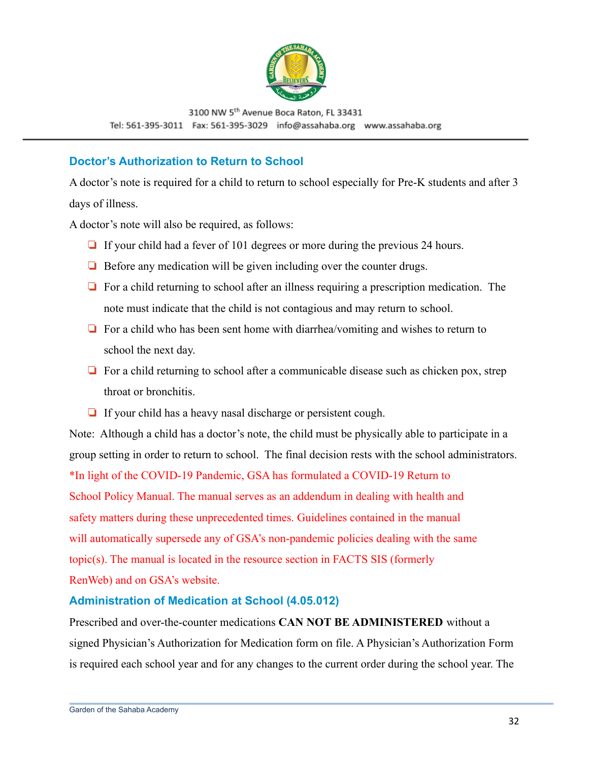## Doctor's Authorization to Return to School

A doctor's note is required for a child to return to school especially for Pre-K students and after 3 days of illness.

A doctor's note will also be required, as follows:

- If your child had a fever of 101 degrees or more during the previous 24 hours.
- Before any medication will be given including over the counter drugs.
- For a child returning to school after an illness requiring a prescription medication. The note must indicate that the child is not contagious and may return to school.
- For a child who has been sent home with diarrhea/vomiting and wishes to return to school the next day.
- For a child returning to school after a communicable disease such as chicken pox, strep throat or bronchitis.
- If your child has a heavy nasal discharge or persistent cough.

Note: Although a child has a doctor's note, the child must be physically able to participate in a group setting in order to return to school. The final decision rests with the school administrators.

*In light of the COVID-19 Pandemic, GSA has formulated a COVID-19 Return to School Policy Manual. The manual serves as an addendum in dealing with health and safety matters during these unprecedented times. Guidelines contained in the manual will automatically supersede any of GSA's non-pandemic policies dealing with the same topic(s). The manual is located in the resource section in FACTS SIS (formerly RenWeb) and on GSA's website.

## Administration of Medication at School (4.05.012)

Prescribed and over-the-counter medications **CAN NOT BE ADMINISTERED** without a signed Physician's Authorization for Medication form on file. A Physician's Authorization Form is required each school year and for any changes to the current order during the school year. The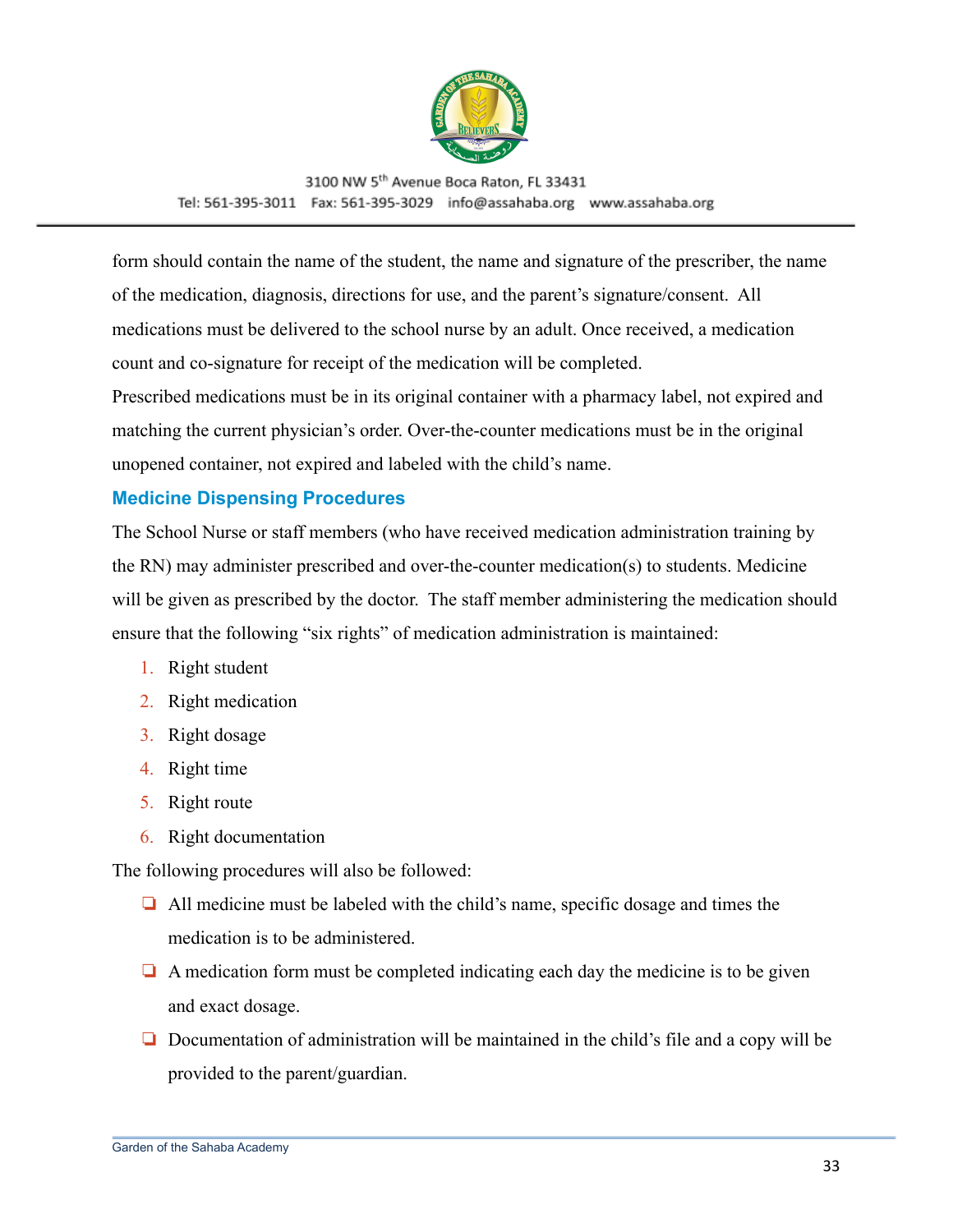form should contain the name of the student, the name and signature of the prescriber, the name of the medication, diagnosis, directions for use, and the parent's signature/consent. All medications must be delivered to the school nurse by an adult. Once received, a medication count and co-signature for receipt of the medication will be completed.

Prescribed medications must be in its original container with a pharmacy label, not expired and matching the current physician's order. Over-the-counter medications must be in the original unopened container, not expired and labeled with the child's name.

### Medicine Dispensing Procedures

The School Nurse or staff members (who have received medication administration training by the RN) may administer prescribed and over-the-counter medication(s) to students. Medicine will be given as prescribed by the doctor. The staff member administering the medication should ensure that the following "six rights" of medication administration is maintained:

1. Right student
2. Right medication
3. Right dosage
4. Right time
5. Right route
6. Right documentation

The following procedures will also be followed:

- All medicine must be labeled with the child's name, specific dosage and times the medication is to be administered.
- A medication form must be completed indicating each day the medicine is to be given and exact dosage.
- Documentation of administration will be maintained in the child's file and a copy will be provided to the parent/guardian.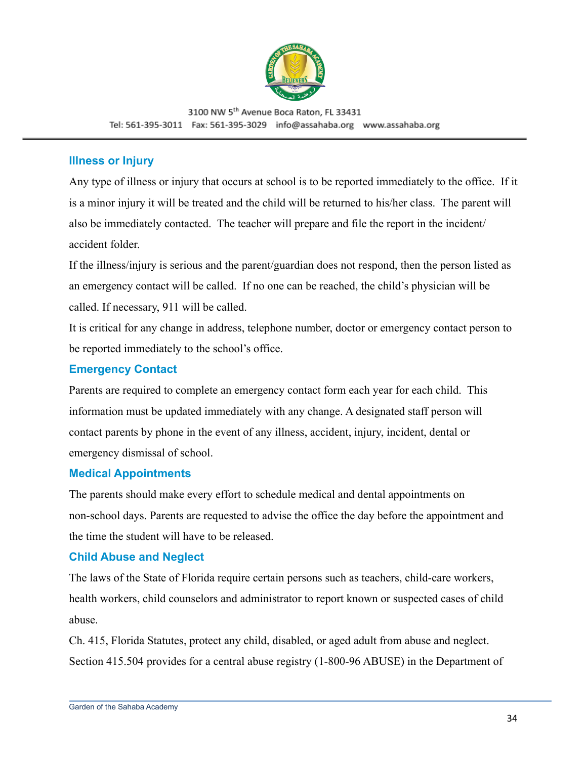## Illness or Injury

Any type of illness or injury that occurs at school is to be reported immediately to the office. If it is a minor injury it will be treated and the child will be returned to his/her class. The parent will also be immediately contacted. The teacher will prepare and file the report in the incident/ accident folder.

If the illness/injury is serious and the parent/guardian does not respond, then the person listed as an emergency contact will be called. If no one can be reached, the child's physician will be called. If necessary, 911 will be called.

It is critical for any change in address, telephone number, doctor or emergency contact person to be reported immediately to the school's office.

## Emergency Contact

Parents are required to complete an emergency contact form each year for each child. This information must be updated immediately with any change. A designated staff person will contact parents by phone in the event of any illness, accident, injury, incident, dental or emergency dismissal of school.

## Medical Appointments

The parents should make every effort to schedule medical and dental appointments on non-school days. Parents are requested to advise the office the day before the appointment and the time the student will have to be released.

## Child Abuse and Neglect

The laws of the State of Florida require certain persons such as teachers, child-care workers, health workers, child counselors and administrator to report known or suspected cases of child abuse.

Ch. 415, Florida Statutes, protect any child, disabled, or aged adult from abuse and neglect. Section 415.504 provides for a central abuse registry (1-800-96 ABUSE) in the Department of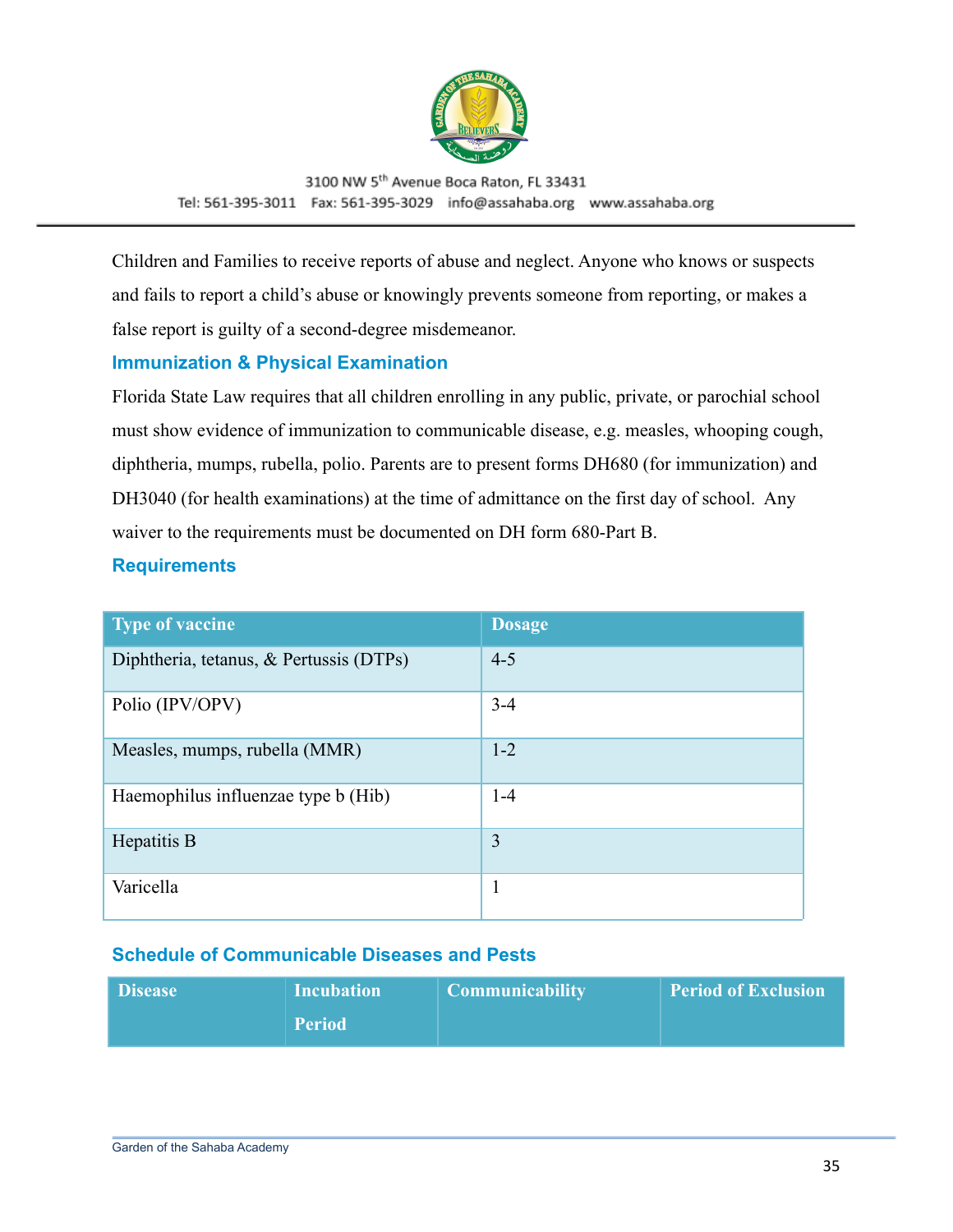Children and Families to receive reports of abuse and neglect. Anyone who knows or suspects and fails to report a child's abuse or knowingly prevents someone from reporting, or makes a false report is guilty of a second-degree misdemeanor.

## Immunization & Physical Examination

Florida State Law requires that all children enrolling in any public, private, or parochial school must show evidence of immunization to communicable disease, e.g. measles, whooping cough, diphtheria, mumps, rubella, polio. Parents are to present forms DH680 (for immunization) and DH3040 (for health examinations) at the time of admittance on the first day of school. Any waiver to the requirements must be documented on DH form 680-Part B.

## Requirements

| Type of vaccine | Dosage |
| --- | --- |
| Diphtheria, tetanus, & Pertussis (DTPs) | 4-5 |
| Polio (IPV/OPV) | 3-4 |
| Measles, mumps, rubella (MMR) | 1-2 |
| Haemophilus influenzae type b (Hib) | 1-4 |
| Hepatitis B | 3 |
| Varicella | 1 |

## Schedule of Communicable Diseases and Pests

| Disease | Incubation Period | Communicability | Period of Exclusion |
| --- | --- | --- | --- |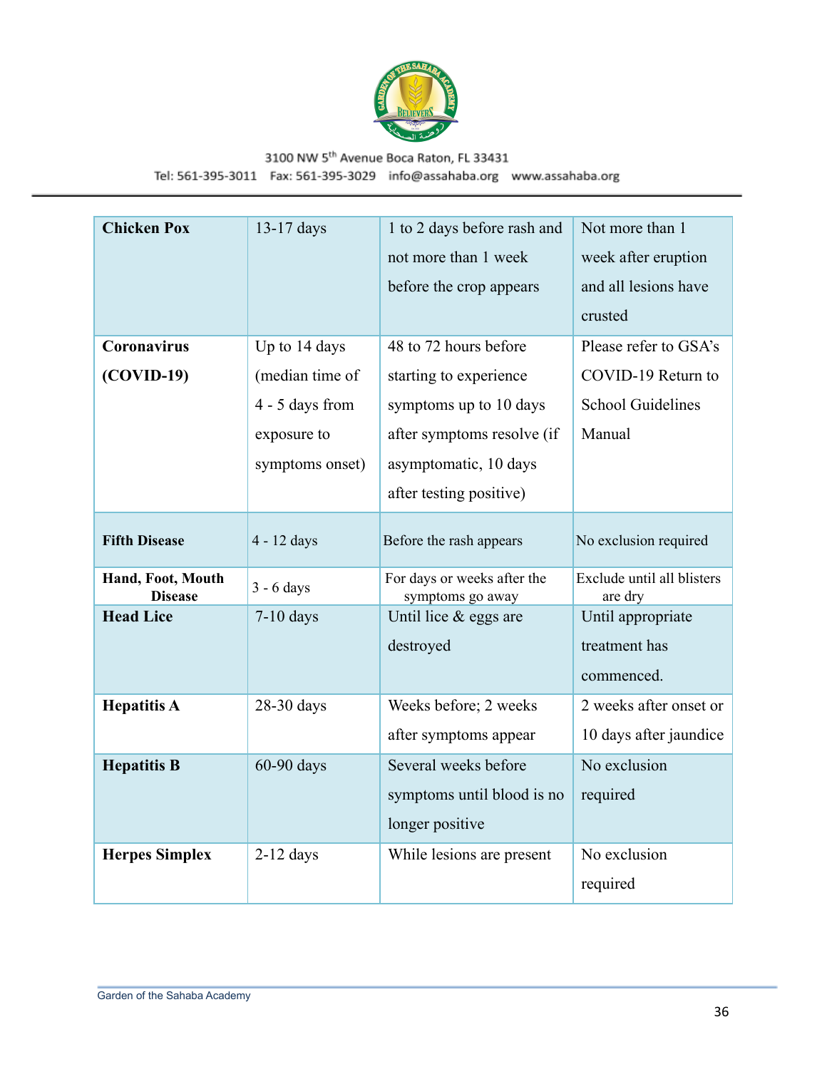| **Chicken Pox** | 13-17 days | 1 to 2 days before rash and not more than 1 week before the crop appears | Not more than 1 week after eruption and all lesions have crusted |
|---|---|---|---|
| **Coronavirus (COVID-19)** | Up to 14 days (median time of 4 - 5 days from exposure to symptoms onset) | 48 to 72 hours before starting to experience symptoms up to 10 days after symptoms resolve (if asymptomatic, 10 days after testing positive) | Please refer to GSA's COVID-19 Return to School Guidelines Manual |
| **Fifth Disease** | 4 - 12 days | Before the rash appears | No exclusion required |
| **Hand, Foot, Mouth Disease** | 3 - 6 days | For days or weeks after the symptoms go away | Exclude until all blisters are dry |
| **Head Lice** | 7-10 days | Until lice & eggs are destroyed | Until appropriate treatment has commenced. |
| **Hepatitis A** | 28-30 days | Weeks before; 2 weeks after symptoms appear | 2 weeks after onset or 10 days after jaundice |
| **Hepatitis B** | 60-90 days | Several weeks before symptoms until blood is no longer positive | No exclusion required |
| **Herpes Simplex** | 2-12 days | While lesions are present | No exclusion required |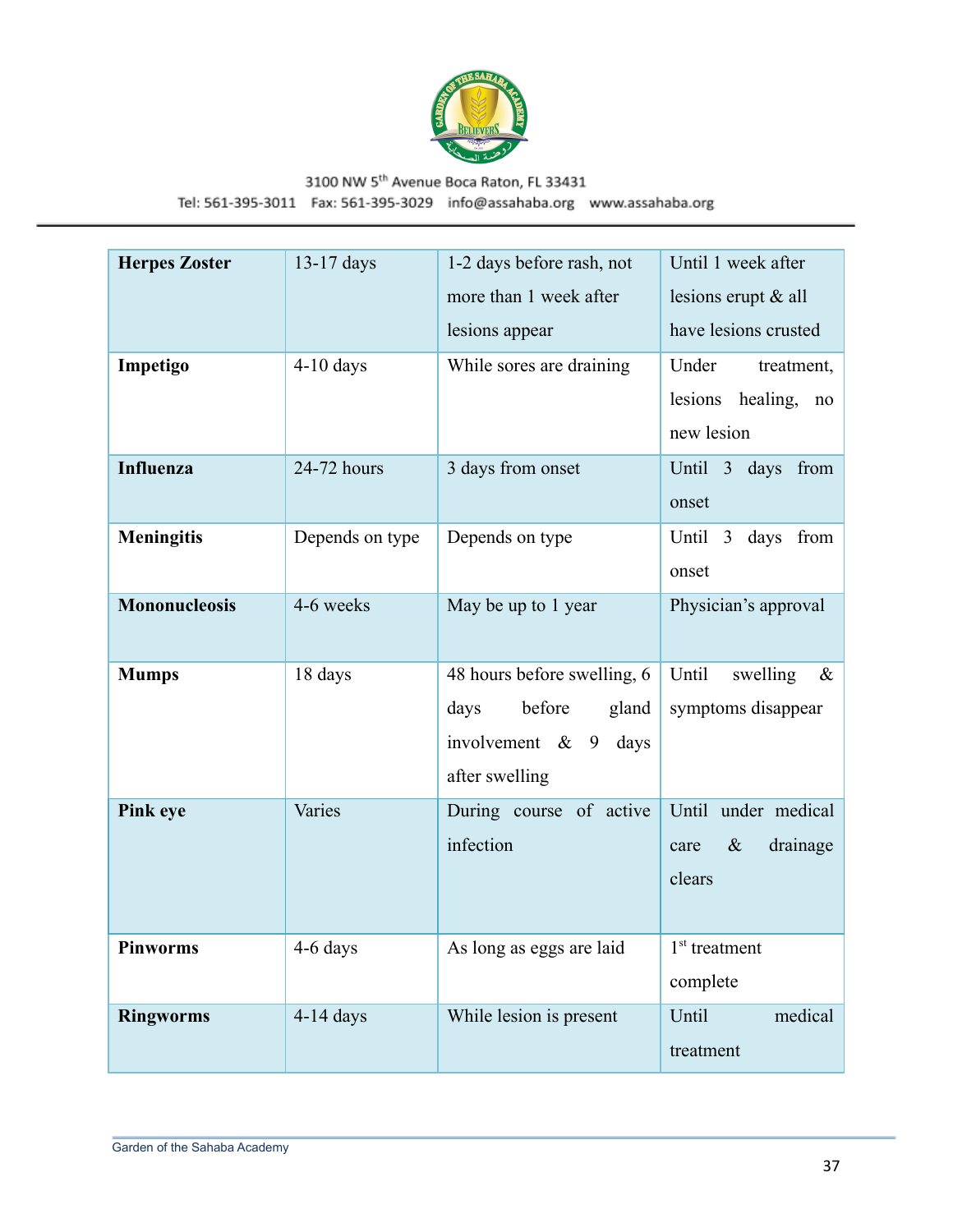| Herpes Zoster | 13-17 days | 1-2 days before rash, not more than 1 week after lesions appear | Until 1 week after lesions erupt & all have lesions crusted |
|---|---|---|---|
| **Impetigo** | 4-10 days | While sores are draining | Under treatment, lesions healing, no new lesion |
| **Influenza** | 24-72 hours | 3 days from onset | Until 3 days from onset |
| **Meningitis** | Depends on type | Depends on type | Until 3 days from onset |
| **Mononucleosis** | 4-6 weeks | May be up to 1 year | Physician's approval |
| **Mumps** | 18 days | 48 hours before swelling, 6 days before gland involvement & 9 days after swelling | Until swelling & symptoms disappear |
| **Pink eye** | Varies | During course of active infection | Until under medical care & drainage clears |
| **Pinworms** | 4-6 days | As long as eggs are laid | 1st treatment complete |
| **Ringworms** | 4-14 days | While lesion is present | Until medical treatment |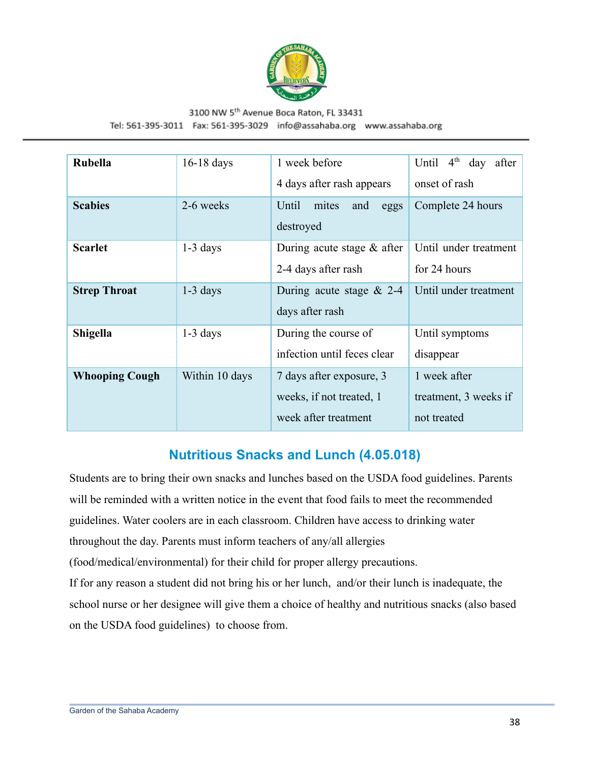| Rubella | 16-18 days | 1 week before 4 days after rash appears | Until 4th day after onset of rash |
|---|---|---|---|
| **Scabies** | 2-6 weeks | Until mites and eggs destroyed | Complete 24 hours |
| **Scarlet** | 1-3 days | During acute stage & after 2-4 days after rash | Until under treatment for 24 hours |
| **Strep Throat** | 1-3 days | During acute stage & 2-4 days after rash | Until under treatment |
| **Shigella** | 1-3 days | During the course of infection until feces clear | Until symptoms disappear |
| **Whooping Cough** | Within 10 days | 7 days after exposure, 3 weeks, if not treated, 1 week after treatment | 1 week after treatment, 3 weeks if not treated |

## Nutritious Snacks and Lunch (4.05.018)

Students are to bring their own snacks and lunches based on the USDA food guidelines. Parents will be reminded with a written notice in the event that food fails to meet the recommended guidelines. Water coolers are in each classroom. Children have access to drinking water throughout the day. Parents must inform teachers of any/all allergies (food/medical/environmental) for their child for proper allergy precautions.

If for any reason a student did not bring his or her lunch, and/or their lunch is inadequate, the school nurse or her designee will give them a choice of healthy and nutritious snacks (also based on the USDA food guidelines) to choose from.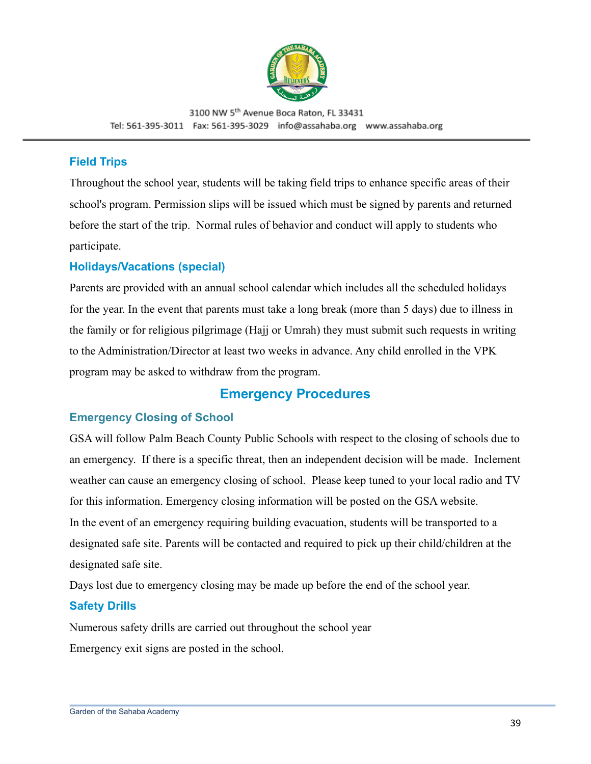## Field Trips

Throughout the school year, students will be taking field trips to enhance specific areas of their school's program. Permission slips will be issued which must be signed by parents and returned before the start of the trip. Normal rules of behavior and conduct will apply to students who participate.

## Holidays/Vacations (special)

Parents are provided with an annual school calendar which includes all the scheduled holidays for the year. In the event that parents must take a long break (more than 5 days) due to illness in the family or for religious pilgrimage (Hajj or Umrah) they must submit such requests in writing to the Administration/Director at least two weeks in advance. Any child enrolled in the VPK program may be asked to withdraw from the program.

# Emergency Procedures

## Emergency Closing of School

GSA will follow Palm Beach County Public Schools with respect to the closing of schools due to an emergency. If there is a specific threat, then an independent decision will be made. Inclement weather can cause an emergency closing of school. Please keep tuned to your local radio and TV for this information. Emergency closing information will be posted on the GSA website.

In the event of an emergency requiring building evacuation, students will be transported to a designated safe site. Parents will be contacted and required to pick up their child/children at the designated safe site.

Days lost due to emergency closing may be made up before the end of the school year.

## Safety Drills

Numerous safety drills are carried out throughout the school year

Emergency exit signs are posted in the school.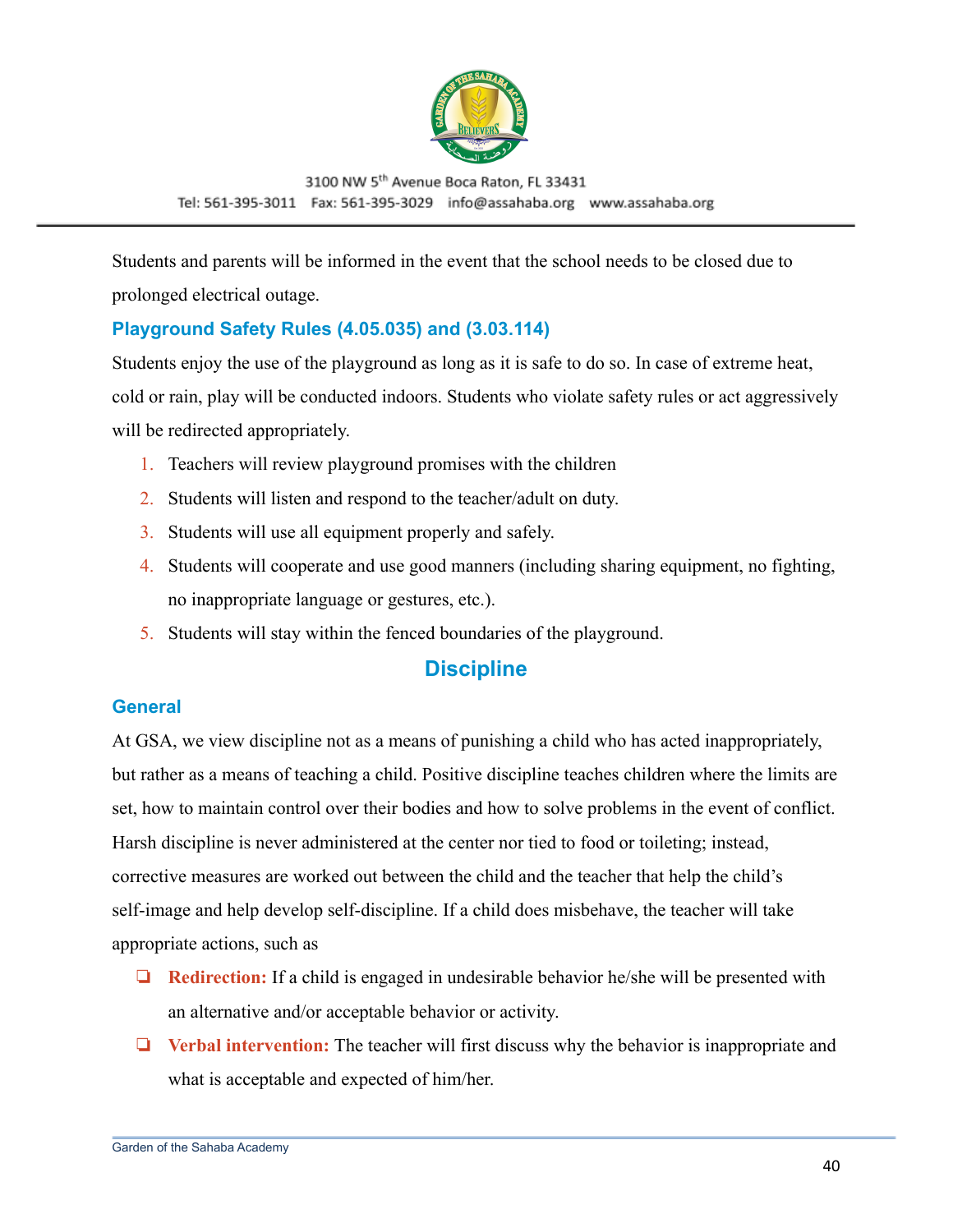Students and parents will be informed in the event that the school needs to be closed due to prolonged electrical outage.

### Playground Safety Rules (4.05.035) and (3.03.114)

Students enjoy the use of the playground as long as it is safe to do so. In case of extreme heat, cold or rain, play will be conducted indoors. Students who violate safety rules or act aggressively will be redirected appropriately.

1. Teachers will review playground promises with the children
2. Students will listen and respond to the teacher/adult on duty.
3. Students will use all equipment properly and safely.
4. Students will cooperate and use good manners (including sharing equipment, no fighting, no inappropriate language or gestures, etc.).
5. Students will stay within the fenced boundaries of the playground.

## Discipline

### General

At GSA, we view discipline not as a means of punishing a child who has acted inappropriately, but rather as a means of teaching a child. Positive discipline teaches children where the limits are set, how to maintain control over their bodies and how to solve problems in the event of conflict. Harsh discipline is never administered at the center nor tied to food or toileting; instead, corrective measures are worked out between the child and the teacher that help the child's self-image and help develop self-discipline. If a child does misbehave, the teacher will take appropriate actions, such as

- **Redirection:** If a child is engaged in undesirable behavior he/she will be presented with an alternative and/or acceptable behavior or activity.
- **Verbal intervention:** The teacher will first discuss why the behavior is inappropriate and what is acceptable and expected of him/her.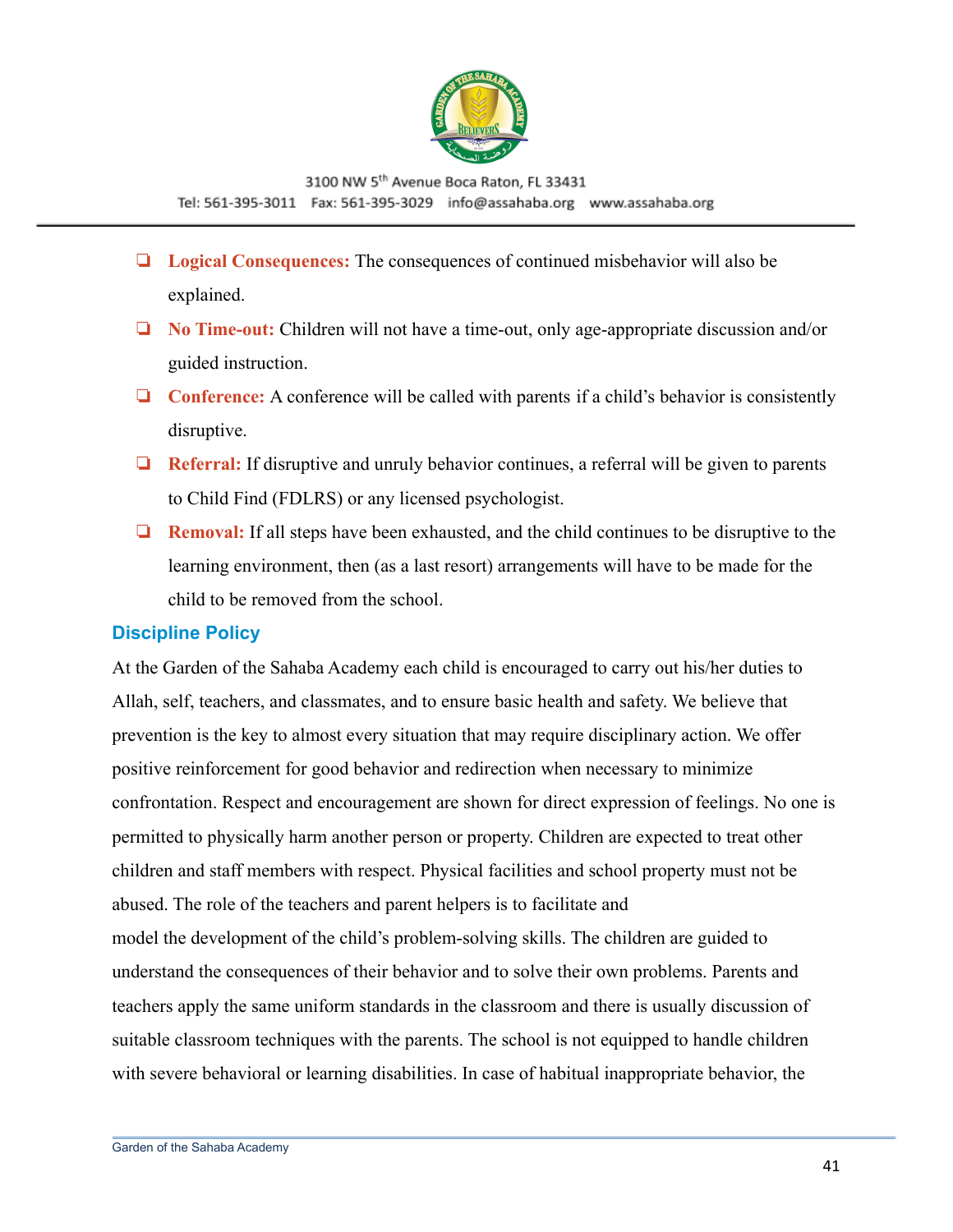- **Logical Consequences:** The consequences of continued misbehavior will also be explained.
- **No Time-out:** Children will not have a time-out, only age-appropriate discussion and/or guided instruction.
- **Conference:** A conference will be called with parents if a child's behavior is consistently disruptive.
- **Referral:** If disruptive and unruly behavior continues, a referral will be given to parents to Child Find (FDLRS) or any licensed psychologist.
- **Removal:** If all steps have been exhausted, and the child continues to be disruptive to the learning environment, then (as a last resort) arrangements will have to be made for the child to be removed from the school.

## Discipline Policy

At the Garden of the Sahaba Academy each child is encouraged to carry out his/her duties to Allah, self, teachers, and classmates, and to ensure basic health and safety. We believe that prevention is the key to almost every situation that may require disciplinary action. We offer positive reinforcement for good behavior and redirection when necessary to minimize confrontation. Respect and encouragement are shown for direct expression of feelings. No one is permitted to physically harm another person or property. Children are expected to treat other children and staff members with respect. Physical facilities and school property must not be abused. The role of the teachers and parent helpers is to facilitate and model the development of the child's problem-solving skills. The children are guided to understand the consequences of their behavior and to solve their own problems. Parents and teachers apply the same uniform standards in the classroom and there is usually discussion of suitable classroom techniques with the parents. The school is not equipped to handle children with severe behavioral or learning disabilities. In case of habitual inappropriate behavior, the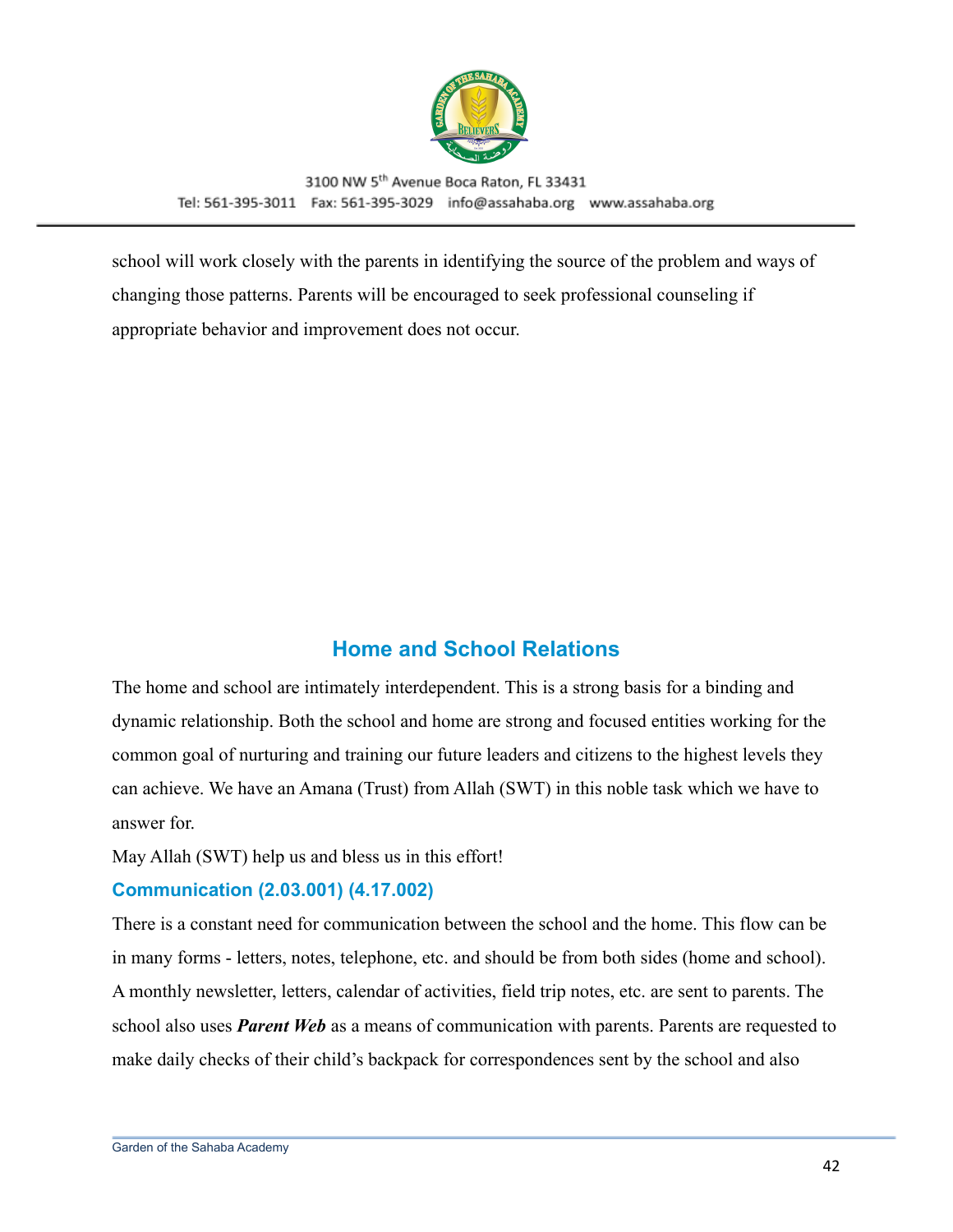school will work closely with the parents in identifying the source of the problem and ways of changing those patterns. Parents will be encouraged to seek professional counseling if appropriate behavior and improvement does not occur.

## Home and School Relations

The home and school are intimately interdependent. This is a strong basis for a binding and dynamic relationship. Both the school and home are strong and focused entities working for the common goal of nurturing and training our future leaders and citizens to the highest levels they can achieve. We have an Amana (Trust) from Allah (SWT) in this noble task which we have to answer for.

May Allah (SWT) help us and bless us in this effort!

### Communication (2.03.001) (4.17.002)

There is a constant need for communication between the school and the home. This flow can be in many forms - letters, notes, telephone, etc. and should be from both sides (home and school). A monthly newsletter, letters, calendar of activities, field trip notes, etc. are sent to parents. The school also uses ***Parent Web*** as a means of communication with parents. Parents are requested to make daily checks of their child's backpack for correspondences sent by the school and also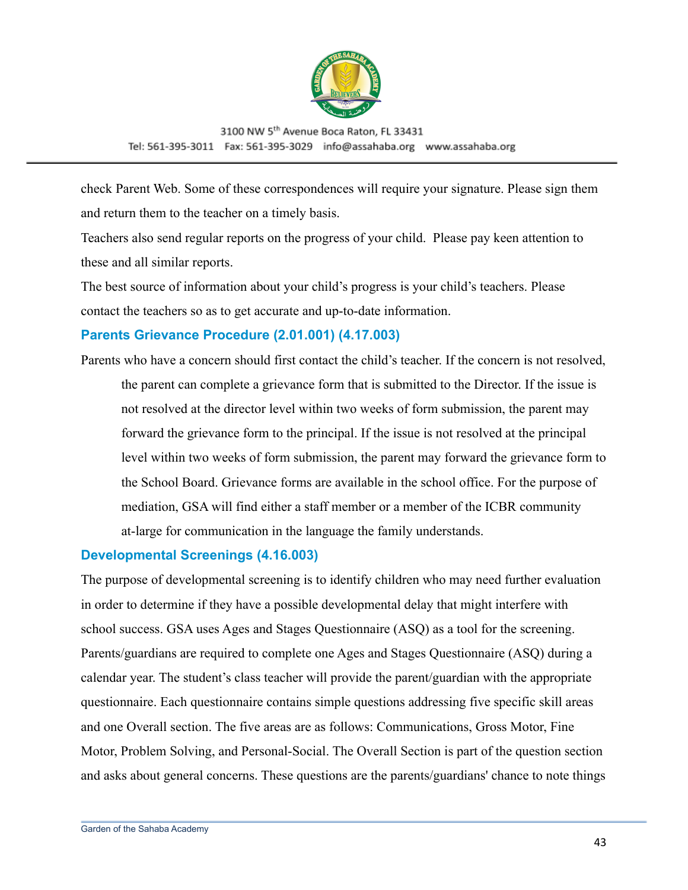check Parent Web. Some of these correspondences will require your signature. Please sign them and return them to the teacher on a timely basis.

Teachers also send regular reports on the progress of your child. Please pay keen attention to these and all similar reports.

The best source of information about your child's progress is your child's teachers. Please contact the teachers so as to get accurate and up-to-date information.

### Parents Grievance Procedure (2.01.001) (4.17.003)

Parents who have a concern should first contact the child's teacher. If the concern is not resolved, the parent can complete a grievance form that is submitted to the Director. If the issue is not resolved at the director level within two weeks of form submission, the parent may forward the grievance form to the principal. If the issue is not resolved at the principal level within two weeks of form submission, the parent may forward the grievance form to the School Board. Grievance forms are available in the school office. For the purpose of mediation, GSA will find either a staff member or a member of the ICBR community at-large for communication in the language the family understands.

### Developmental Screenings (4.16.003)

The purpose of developmental screening is to identify children who may need further evaluation in order to determine if they have a possible developmental delay that might interfere with school success. GSA uses Ages and Stages Questionnaire (ASQ) as a tool for the screening. Parents/guardians are required to complete one Ages and Stages Questionnaire (ASQ) during a calendar year. The student's class teacher will provide the parent/guardian with the appropriate questionnaire. Each questionnaire contains simple questions addressing five specific skill areas and one Overall section. The five areas are as follows: Communications, Gross Motor, Fine Motor, Problem Solving, and Personal-Social. The Overall Section is part of the question section and asks about general concerns. These questions are the parents/guardians' chance to note things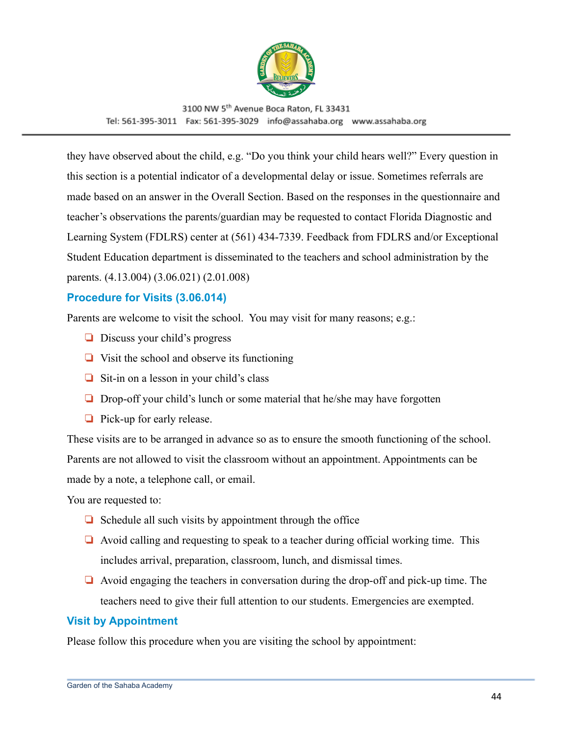they have observed about the child, e.g. "Do you think your child hears well?" Every question in this section is a potential indicator of a developmental delay or issue. Sometimes referrals are made based on an answer in the Overall Section. Based on the responses in the questionnaire and teacher's observations the parents/guardian may be requested to contact Florida Diagnostic and Learning System (FDLRS) center at (561) 434-7339. Feedback from FDLRS and/or Exceptional Student Education department is disseminated to the teachers and school administration by the parents. (4.13.004) (3.06.021) (2.01.008)

## Procedure for Visits (3.06.014)

Parents are welcome to visit the school. You may visit for many reasons; e.g.:

- Discuss your child's progress
- Visit the school and observe its functioning
- Sit-in on a lesson in your child's class
- Drop-off your child's lunch or some material that he/she may have forgotten
- Pick-up for early release.

These visits are to be arranged in advance so as to ensure the smooth functioning of the school. Parents are not allowed to visit the classroom without an appointment. Appointments can be made by a note, a telephone call, or email.

You are requested to:

- Schedule all such visits by appointment through the office
- Avoid calling and requesting to speak to a teacher during official working time. This includes arrival, preparation, classroom, lunch, and dismissal times.
- Avoid engaging the teachers in conversation during the drop-off and pick-up time. The teachers need to give their full attention to our students. Emergencies are exempted.

## Visit by Appointment

Please follow this procedure when you are visiting the school by appointment: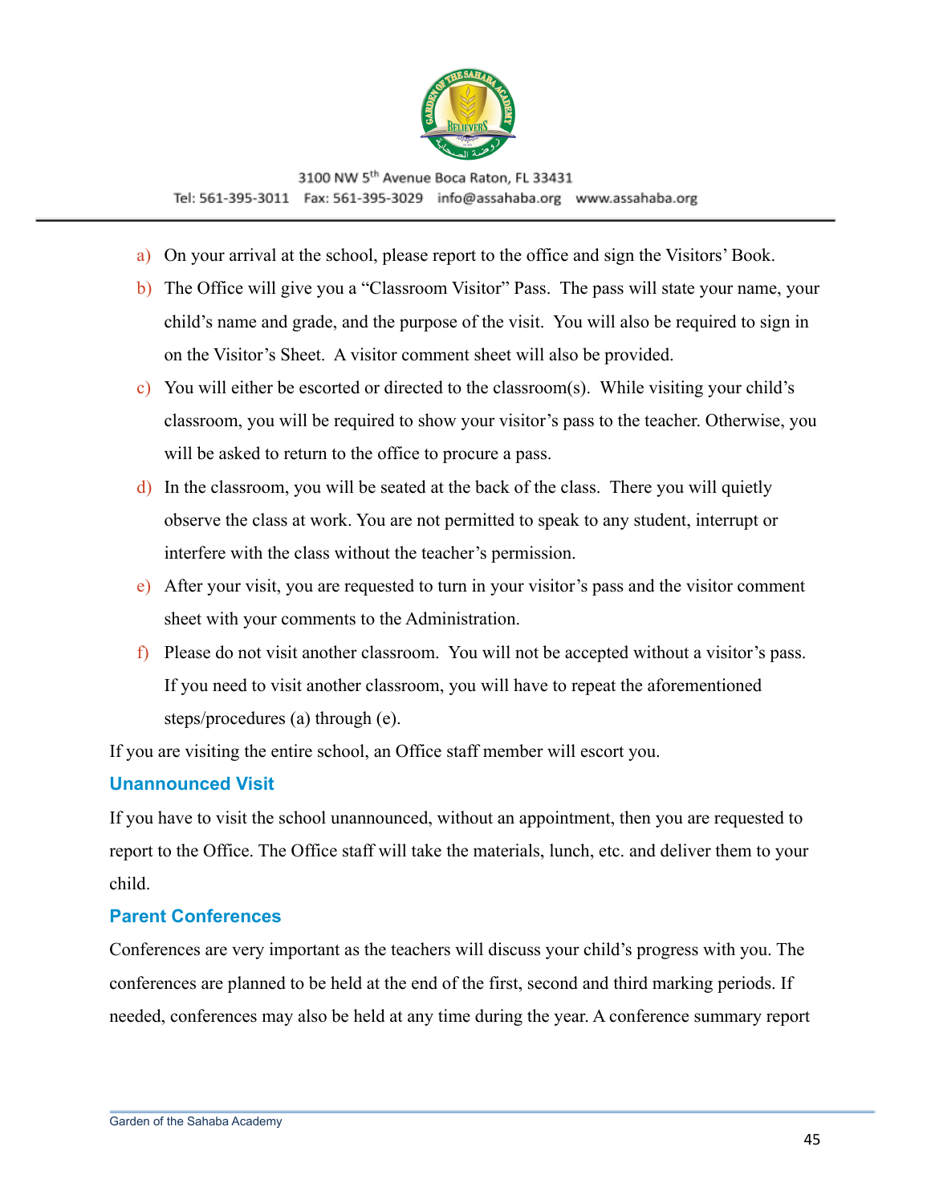a) On your arrival at the school, please report to the office and sign the Visitors' Book.
b) The Office will give you a "Classroom Visitor" Pass. The pass will state your name, your child's name and grade, and the purpose of the visit. You will also be required to sign in on the Visitor's Sheet. A visitor comment sheet will also be provided.
c) You will either be escorted or directed to the classroom(s). While visiting your child's classroom, you will be required to show your visitor's pass to the teacher. Otherwise, you will be asked to return to the office to procure a pass.
d) In the classroom, you will be seated at the back of the class. There you will quietly observe the class at work. You are not permitted to speak to any student, interrupt or interfere with the class without the teacher's permission.
e) After your visit, you are requested to turn in your visitor's pass and the visitor comment sheet with your comments to the Administration.
f) Please do not visit another classroom. You will not be accepted without a visitor's pass. If you need to visit another classroom, you will have to repeat the aforementioned steps/procedures (a) through (e).

If you are visiting the entire school, an Office staff member will escort you.

### Unannounced Visit

If you have to visit the school unannounced, without an appointment, then you are requested to report to the Office. The Office staff will take the materials, lunch, etc. and deliver them to your child.

### Parent Conferences

Conferences are very important as the teachers will discuss your child's progress with you. The conferences are planned to be held at the end of the first, second and third marking periods. If needed, conferences may also be held at any time during the year. A conference summary report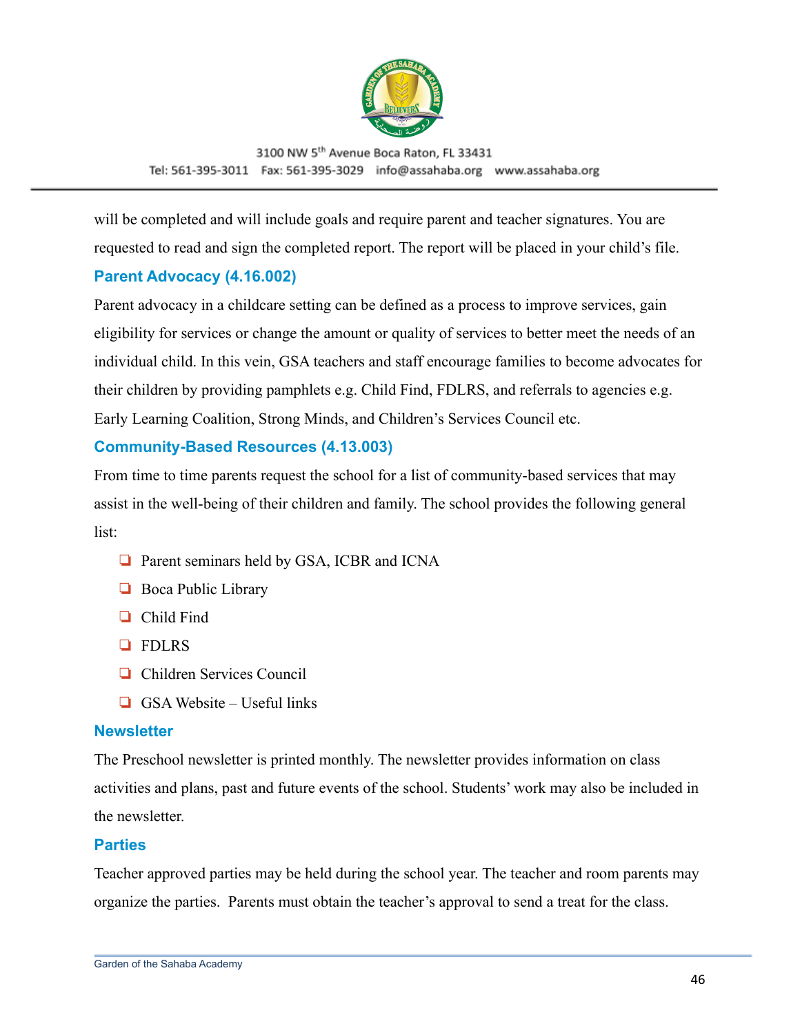will be completed and will include goals and require parent and teacher signatures. You are requested to read and sign the completed report. The report will be placed in your child's file.

### Parent Advocacy (4.16.002)

Parent advocacy in a childcare setting can be defined as a process to improve services, gain eligibility for services or change the amount or quality of services to better meet the needs of an individual child. In this vein, GSA teachers and staff encourage families to become advocates for their children by providing pamphlets e.g. Child Find, FDLRS, and referrals to agencies e.g. Early Learning Coalition, Strong Minds, and Children's Services Council etc.

### Community-Based Resources (4.13.003)

From time to time parents request the school for a list of community-based services that may assist in the well-being of their children and family. The school provides the following general list:

- Parent seminars held by GSA, ICBR and ICNA
- Boca Public Library
- Child Find
- FDLRS
- Children Services Council
- GSA Website – Useful links

### Newsletter

The Preschool newsletter is printed monthly. The newsletter provides information on class activities and plans, past and future events of the school. Students' work may also be included in the newsletter.

### Parties

Teacher approved parties may be held during the school year. The teacher and room parents may organize the parties. Parents must obtain the teacher's approval to send a treat for the class.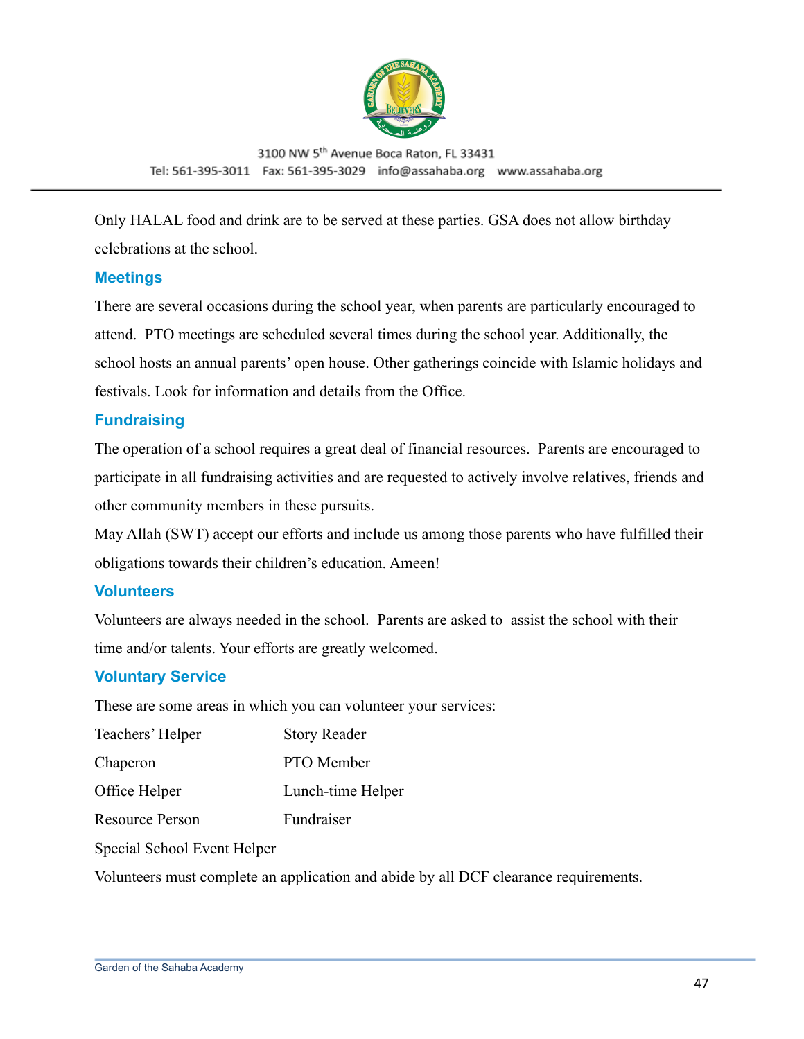Only HALAL food and drink are to be served at these parties. GSA does not allow birthday celebrations at the school.

## Meetings

There are several occasions during the school year, when parents are particularly encouraged to attend. PTO meetings are scheduled several times during the school year. Additionally, the school hosts an annual parents' open house. Other gatherings coincide with Islamic holidays and festivals. Look for information and details from the Office.

## Fundraising

The operation of a school requires a great deal of financial resources. Parents are encouraged to participate in all fundraising activities and are requested to actively involve relatives, friends and other community members in these pursuits.

May Allah (SWT) accept our efforts and include us among those parents who have fulfilled their obligations towards their children's education. Ameen!

## Volunteers

Volunteers are always needed in the school. Parents are asked to assist the school with their time and/or talents. Your efforts are greatly welcomed.

## Voluntary Service

These are some areas in which you can volunteer your services:

| | |
|---|---|
| Teachers' Helper | Story Reader |
| Chaperon | PTO Member |
| Office Helper | Lunch-time Helper |
| Resource Person | Fundraiser |
| Special School Event Helper | |

Volunteers must complete an application and abide by all DCF clearance requirements.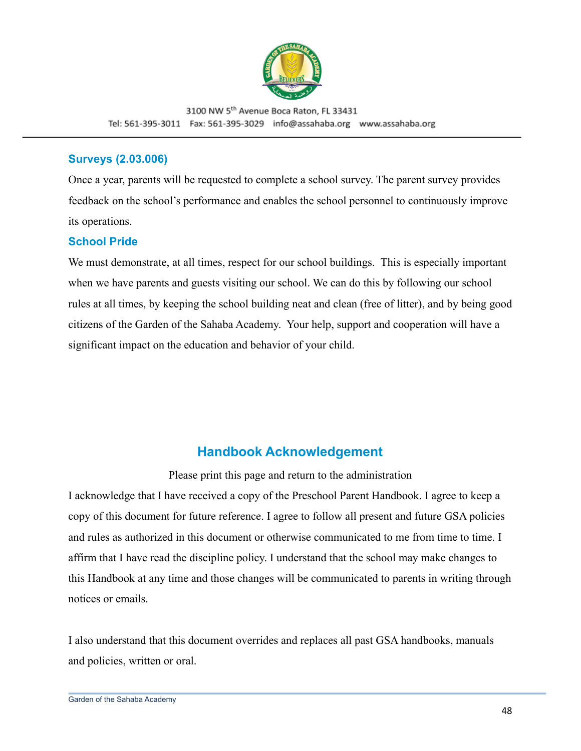### Surveys (2.03.006)

Once a year, parents will be requested to complete a school survey. The parent survey provides feedback on the school's performance and enables the school personnel to continuously improve its operations.

### School Pride

We must demonstrate, at all times, respect for our school buildings. This is especially important when we have parents and guests visiting our school. We can do this by following our school rules at all times, by keeping the school building neat and clean (free of litter), and by being good citizens of the Garden of the Sahaba Academy. Your help, support and cooperation will have a significant impact on the education and behavior of your child.

## Handbook Acknowledgement

Please print this page and return to the administration

I acknowledge that I have received a copy of the Preschool Parent Handbook. I agree to keep a copy of this document for future reference. I agree to follow all present and future GSA policies and rules as authorized in this document or otherwise communicated to me from time to time. I affirm that I have read the discipline policy. I understand that the school may make changes to this Handbook at any time and those changes will be communicated to parents in writing through notices or emails.

I also understand that this document overrides and replaces all past GSA handbooks, manuals and policies, written or oral.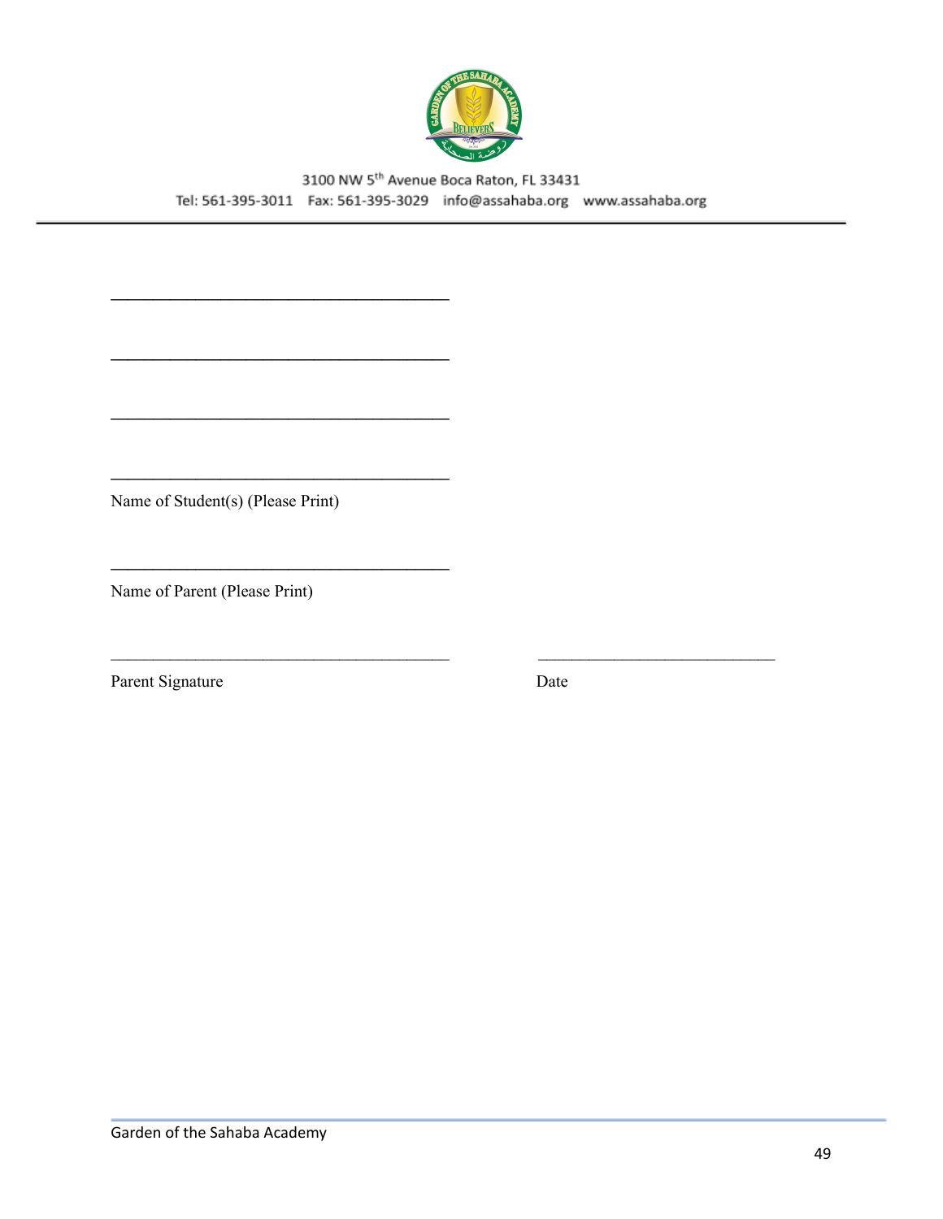3100 NW 5th Avenue Boca Raton, FL 33431

Tel: 561-395-3011 Fax: 561-395-3029 info@assahaba.org www.assahaba.org

______________________________________

______________________________________

______________________________________

______________________________________

Name of Student(s) (Please Print)

______________________________________

Name of Parent (Please Print)

______________________________________ ______________________________

Parent Signature Date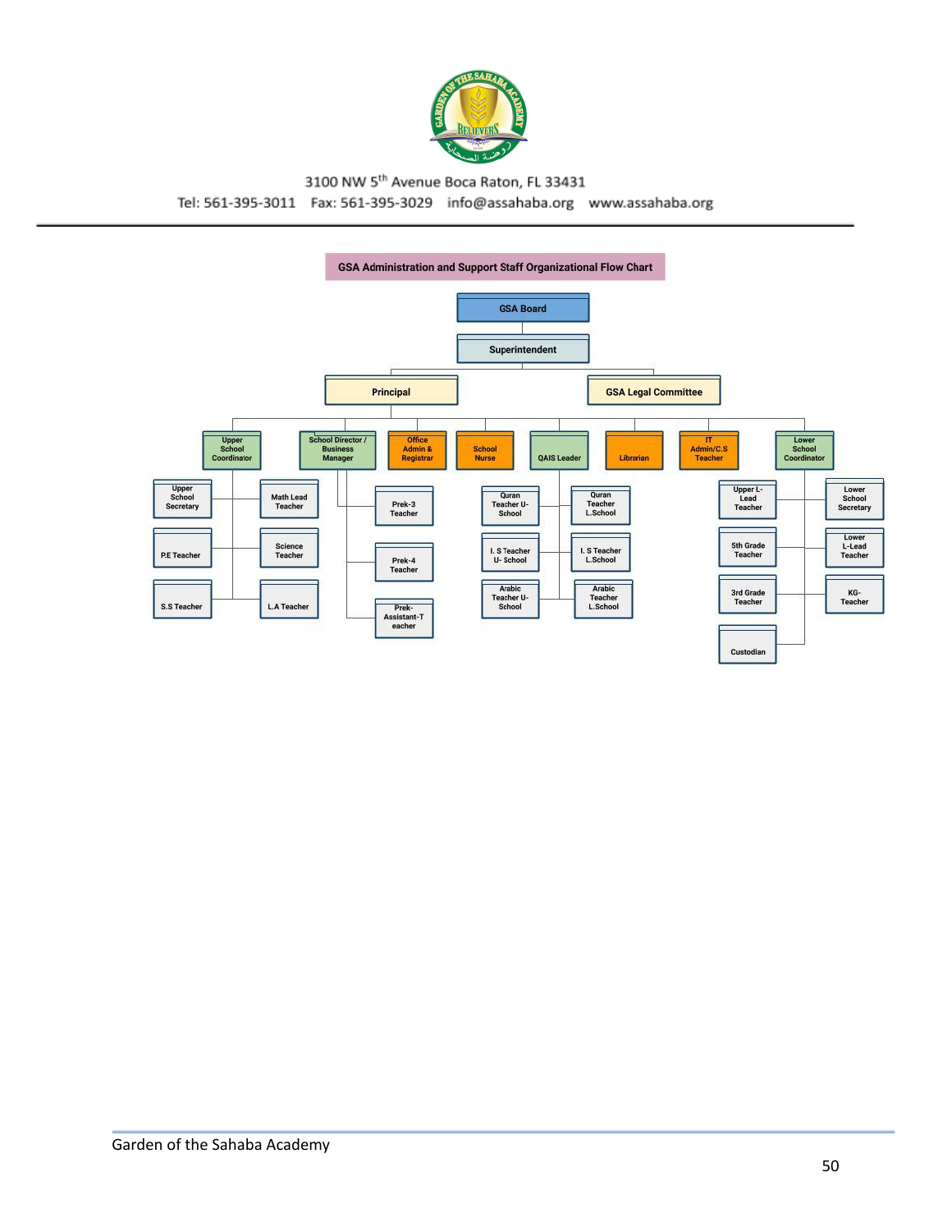3100 NW 5th Avenue Boca Raton, FL 33431

Tel: 561-395-3011 Fax: 561-395-3029 info@assahaba.org www.assahaba.org

**GSA Administration and Support Staff Organizational Flow Chart**

GSA Board

Superintendent

Principal

GSA Legal Committee

Upper School Coordinator

School Director / Business Manager

Office Admin & Registrar

School Nurse

QAIS Leader

Librarian

IT Admin/C.S Teacher

Lower School Coordinator

Upper School Secretary

Math Lead Teacher

P.E Teacher

Science Teacher

S.S Teacher

L.A Teacher

Prek-3 Teacher

Prek-4 Teacher

Prek-Assistant-Teacher

Quran Teacher U-School

Quran Teacher L.School

I. S Teacher U- School

I. S Teacher L.School

Arabic Teacher U-School

Arabic Teacher L.School

Upper L-Lead Teacher

Lower School Secretary

5th Grade Teacher

Lower L-Lead Teacher

3rd Grade Teacher

KG-Teacher

Custodian